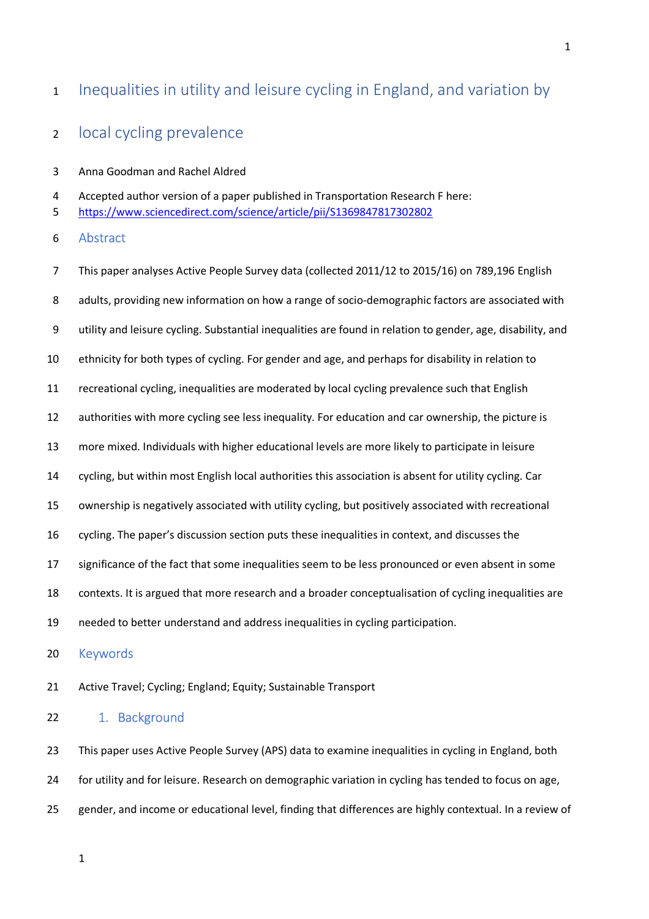# Inequalities in utility and leisure cycling in England, and variation by local cycling prevalence

Anna Goodman and Rachel Aldred

Accepted author version of a paper published in Transportation Research F here: https://www.sciencedirect.com/science/article/pii/S1369847817302802

## Abstract

This paper analyses Active People Survey data (collected 2011/12 to 2015/16) on 789,196 English adults, providing new information on how a range of socio-demographic factors are associated with utility and leisure cycling. Substantial inequalities are found in relation to gender, age, disability, and ethnicity for both types of cycling. For gender and age, and perhaps for disability in relation to recreational cycling, inequalities are moderated by local cycling prevalence such that English authorities with more cycling see less inequality. For education and car ownership, the picture is more mixed. Individuals with higher educational levels are more likely to participate in leisure cycling, but within most English local authorities this association is absent for utility cycling. Car ownership is negatively associated with utility cycling, but positively associated with recreational cycling. The paper's discussion section puts these inequalities in context, and discusses the significance of the fact that some inequalities seem to be less pronounced or even absent in some contexts. It is argued that more research and a broader conceptualisation of cycling inequalities are needed to better understand and address inequalities in cycling participation.

## Keywords

Active Travel; Cycling; England; Equity; Sustainable Transport

## 1. Background

This paper uses Active People Survey (APS) data to examine inequalities in cycling in England, both for utility and for leisure. Research on demographic variation in cycling has tended to focus on age, gender, and income or educational level, finding that differences are highly contextual. In a review of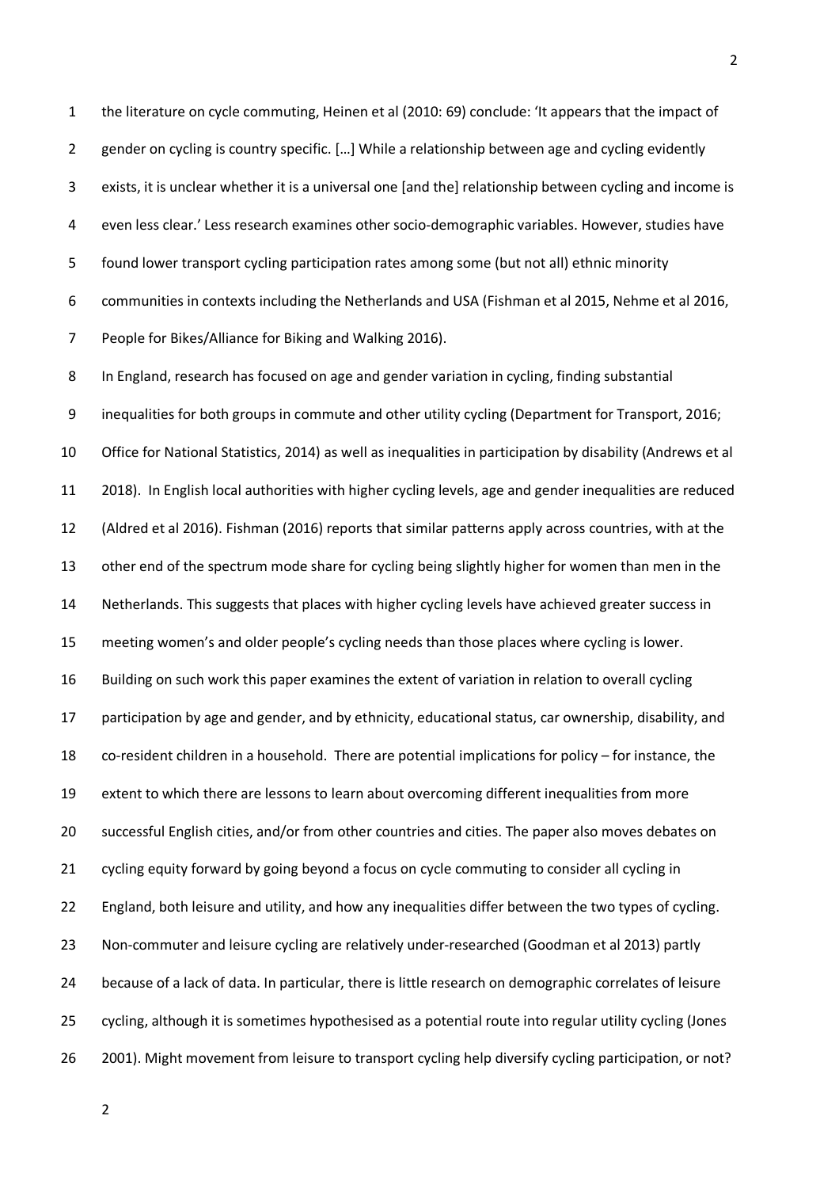the literature on cycle commuting, Heinen et al (2010: 69) conclude: 'It appears that the impact of gender on cycling is country specific. […] While a relationship between age and cycling evidently exists, it is unclear whether it is a universal one [and the] relationship between cycling and income is even less clear.' Less research examines other socio-demographic variables. However, studies have found lower transport cycling participation rates among some (but not all) ethnic minority communities in contexts including the Netherlands and USA (Fishman et al 2015, Nehme et al 2016, People for Bikes/Alliance for Biking and Walking 2016).

In England, research has focused on age and gender variation in cycling, finding substantial inequalities for both groups in commute and other utility cycling (Department for Transport, 2016; Office for National Statistics, 2014) as well as inequalities in participation by disability (Andrews et al 2018). In English local authorities with higher cycling levels, age and gender inequalities are reduced (Aldred et al 2016). Fishman (2016) reports that similar patterns apply across countries, with at the other end of the spectrum mode share for cycling being slightly higher for women than men in the Netherlands. This suggests that places with higher cycling levels have achieved greater success in meeting women's and older people's cycling needs than those places where cycling is lower.

Building on such work this paper examines the extent of variation in relation to overall cycling participation by age and gender, and by ethnicity, educational status, car ownership, disability, and co-resident children in a household. There are potential implications for policy – for instance, the extent to which there are lessons to learn about overcoming different inequalities from more successful English cities, and/or from other countries and cities. The paper also moves debates on cycling equity forward by going beyond a focus on cycle commuting to consider all cycling in England, both leisure and utility, and how any inequalities differ between the two types of cycling. Non-commuter and leisure cycling are relatively under-researched (Goodman et al 2013) partly because of a lack of data. In particular, there is little research on demographic correlates of leisure cycling, although it is sometimes hypothesised as a potential route into regular utility cycling (Jones 2001). Might movement from leisure to transport cycling help diversify cycling participation, or not?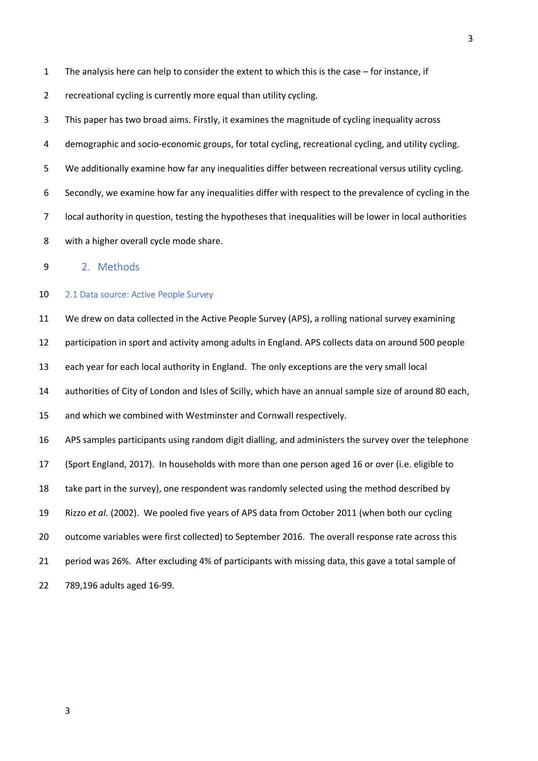The analysis here can help to consider the extent to which this is the case – for instance, if recreational cycling is currently more equal than utility cycling.

This paper has two broad aims. Firstly, it examines the magnitude of cycling inequality across demographic and socio-economic groups, for total cycling, recreational cycling, and utility cycling. We additionally examine how far any inequalities differ between recreational versus utility cycling. Secondly, we examine how far any inequalities differ with respect to the prevalence of cycling in the local authority in question, testing the hypotheses that inequalities will be lower in local authorities with a higher overall cycle mode share.

## 2. Methods

### 2.1 Data source: Active People Survey

We drew on data collected in the Active People Survey (APS), a rolling national survey examining participation in sport and activity among adults in England. APS collects data on around 500 people each year for each local authority in England. The only exceptions are the very small local authorities of City of London and Isles of Scilly, which have an annual sample size of around 80 each, and which we combined with Westminster and Cornwall respectively.

APS samples participants using random digit dialling, and administers the survey over the telephone (Sport England, 2017). In households with more than one person aged 16 or over (i.e. eligible to take part in the survey), one respondent was randomly selected using the method described by Rizzo *et al.* (2002). We pooled five years of APS data from October 2011 (when both our cycling outcome variables were first collected) to September 2016. The overall response rate across this period was 26%. After excluding 4% of participants with missing data, this gave a total sample of 789,196 adults aged 16-99.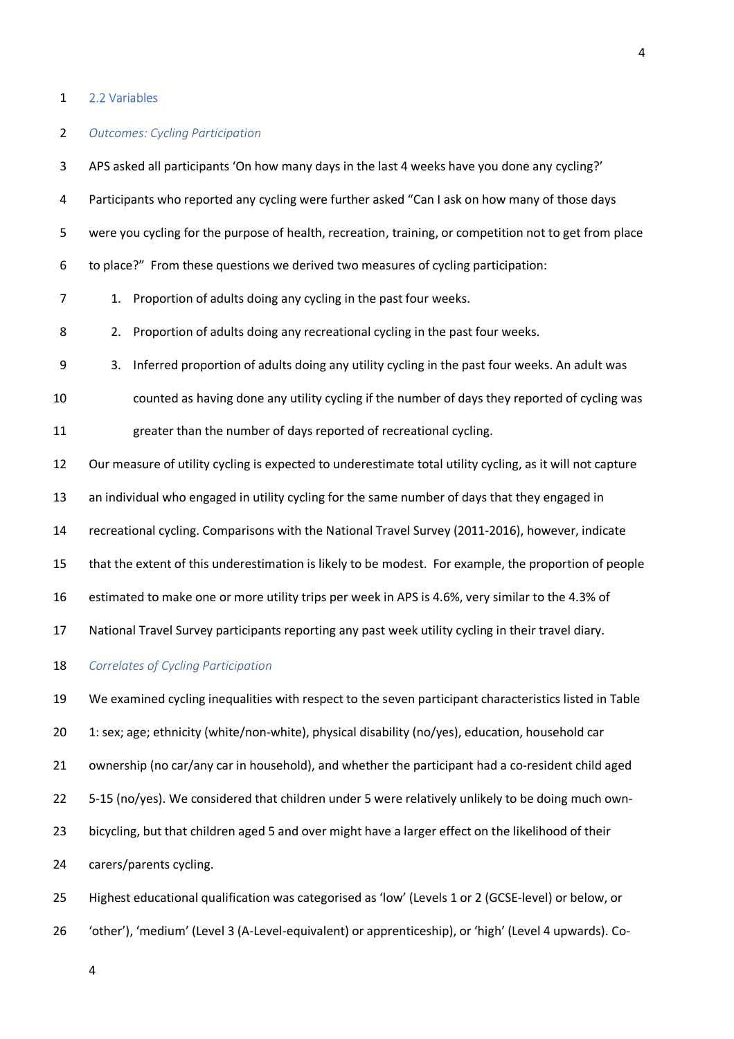## 2.2 Variables

*Outcomes: Cycling Participation*

APS asked all participants 'On how many days in the last 4 weeks have you done any cycling?' Participants who reported any cycling were further asked "Can I ask on how many of those days were you cycling for the purpose of health, recreation, training, or competition not to get from place to place?" From these questions we derived two measures of cycling participation:

1. Proportion of adults doing any cycling in the past four weeks.
2. Proportion of adults doing any recreational cycling in the past four weeks.
3. Inferred proportion of adults doing any utility cycling in the past four weeks. An adult was counted as having done any utility cycling if the number of days they reported of cycling was greater than the number of days reported of recreational cycling.

Our measure of utility cycling is expected to underestimate total utility cycling, as it will not capture an individual who engaged in utility cycling for the same number of days that they engaged in recreational cycling. Comparisons with the National Travel Survey (2011-2016), however, indicate that the extent of this underestimation is likely to be modest. For example, the proportion of people estimated to make one or more utility trips per week in APS is 4.6%, very similar to the 4.3% of National Travel Survey participants reporting any past week utility cycling in their travel diary.

*Correlates of Cycling Participation*

We examined cycling inequalities with respect to the seven participant characteristics listed in Table 1: sex; age; ethnicity (white/non-white), physical disability (no/yes), education, household car ownership (no car/any car in household), and whether the participant had a co-resident child aged 5-15 (no/yes). We considered that children under 5 were relatively unlikely to be doing much own-bicycling, but that children aged 5 and over might have a larger effect on the likelihood of their carers/parents cycling.

Highest educational qualification was categorised as 'low' (Levels 1 or 2 (GCSE-level) or below, or 'other'), 'medium' (Level 3 (A-Level-equivalent) or apprenticeship), or 'high' (Level 4 upwards). Co-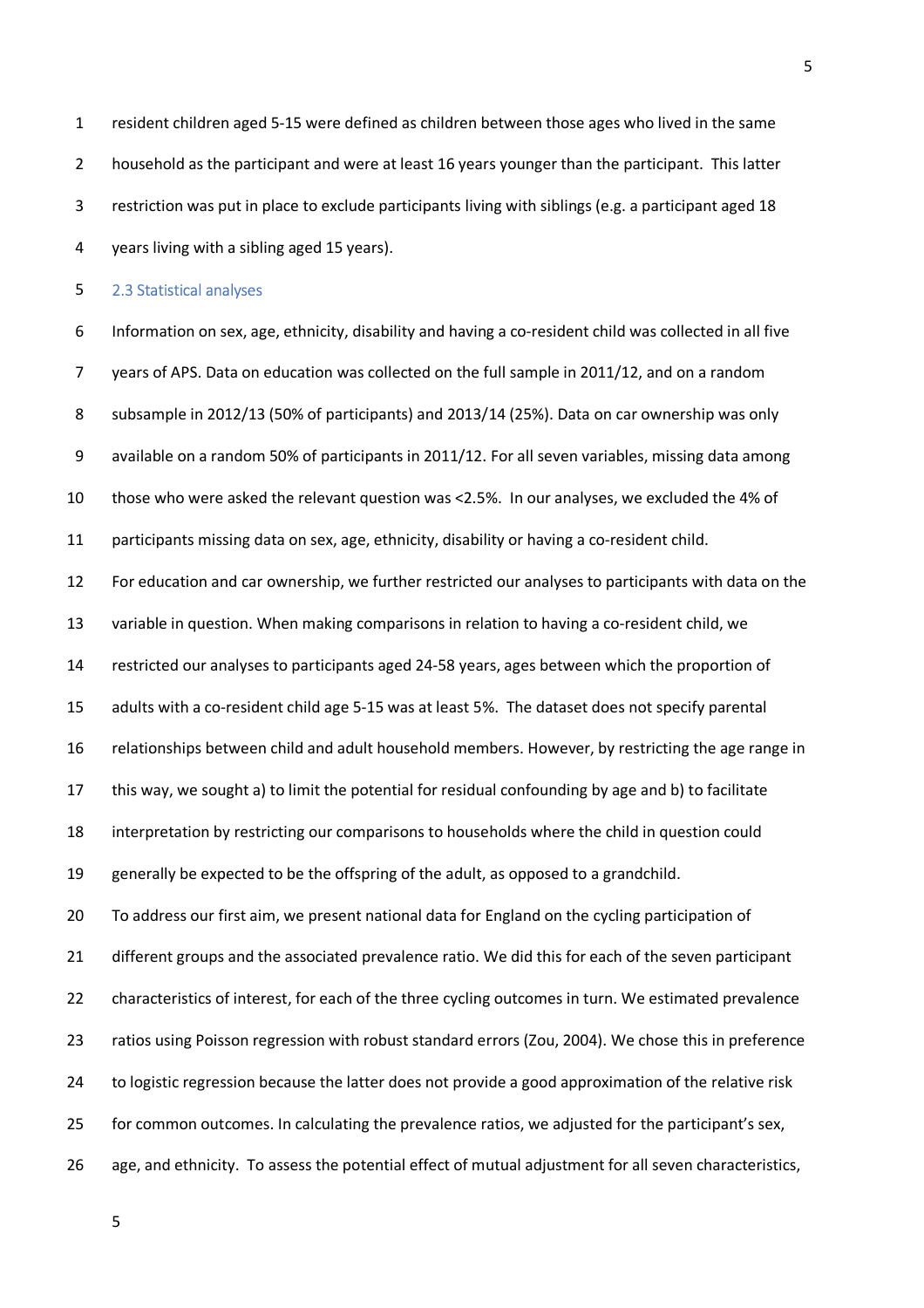resident children aged 5-15 were defined as children between those ages who lived in the same household as the participant and were at least 16 years younger than the participant. This latter restriction was put in place to exclude participants living with siblings (e.g. a participant aged 18 years living with a sibling aged 15 years).

### 2.3 Statistical analyses

Information on sex, age, ethnicity, disability and having a co-resident child was collected in all five years of APS. Data on education was collected on the full sample in 2011/12, and on a random subsample in 2012/13 (50% of participants) and 2013/14 (25%). Data on car ownership was only available on a random 50% of participants in 2011/12. For all seven variables, missing data among those who were asked the relevant question was <2.5%. In our analyses, we excluded the 4% of participants missing data on sex, age, ethnicity, disability or having a co-resident child.

For education and car ownership, we further restricted our analyses to participants with data on the variable in question. When making comparisons in relation to having a co-resident child, we restricted our analyses to participants aged 24-58 years, ages between which the proportion of adults with a co-resident child age 5-15 was at least 5%. The dataset does not specify parental relationships between child and adult household members. However, by restricting the age range in this way, we sought a) to limit the potential for residual confounding by age and b) to facilitate interpretation by restricting our comparisons to households where the child in question could generally be expected to be the offspring of the adult, as opposed to a grandchild.

To address our first aim, we present national data for England on the cycling participation of different groups and the associated prevalence ratio. We did this for each of the seven participant characteristics of interest, for each of the three cycling outcomes in turn. We estimated prevalence ratios using Poisson regression with robust standard errors (Zou, 2004). We chose this in preference to logistic regression because the latter does not provide a good approximation of the relative risk for common outcomes. In calculating the prevalence ratios, we adjusted for the participant's sex, age, and ethnicity. To assess the potential effect of mutual adjustment for all seven characteristics,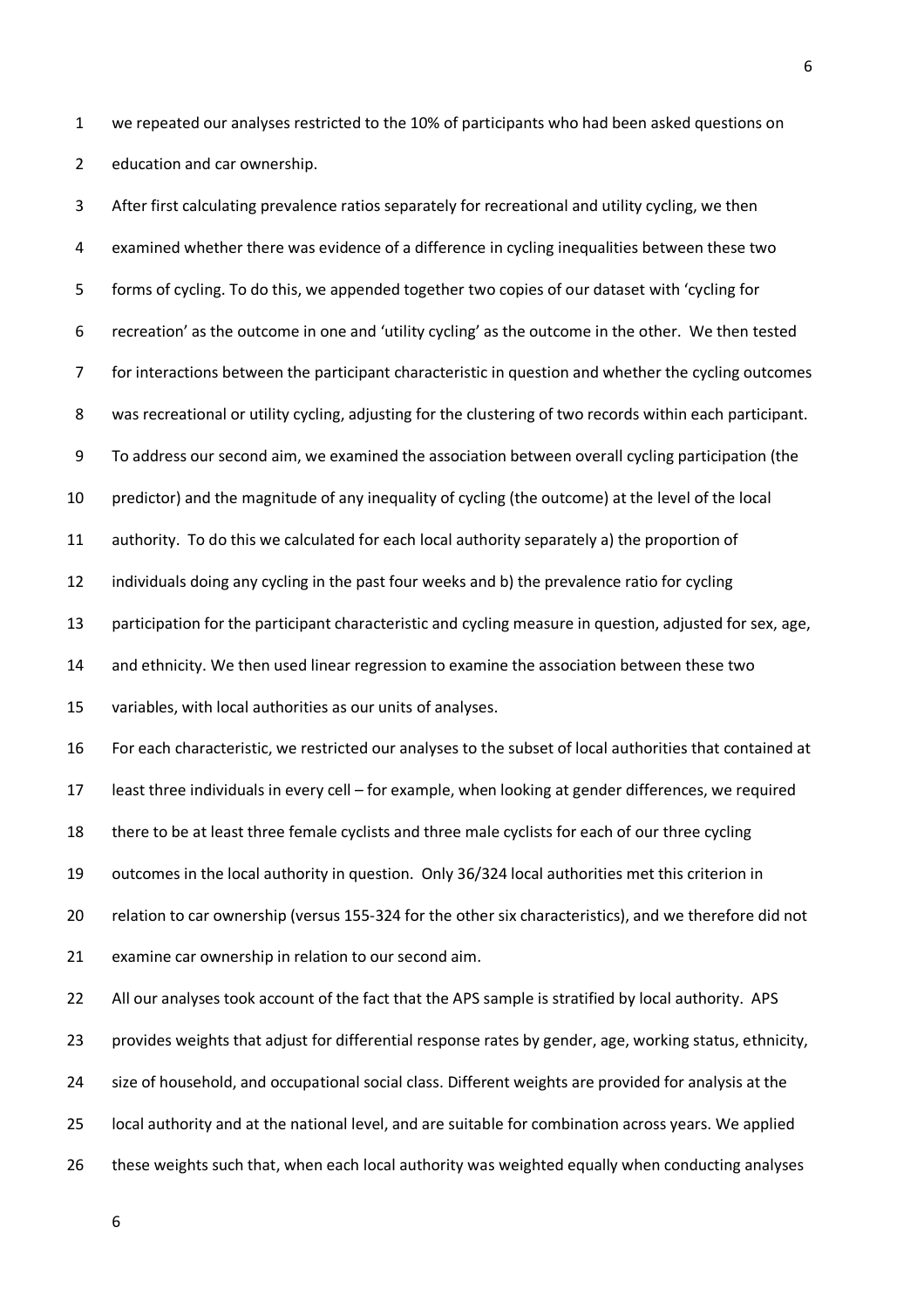we repeated our analyses restricted to the 10% of participants who had been asked questions on education and car ownership.

After first calculating prevalence ratios separately for recreational and utility cycling, we then examined whether there was evidence of a difference in cycling inequalities between these two forms of cycling. To do this, we appended together two copies of our dataset with 'cycling for recreation' as the outcome in one and 'utility cycling' as the outcome in the other. We then tested for interactions between the participant characteristic in question and whether the cycling outcomes was recreational or utility cycling, adjusting for the clustering of two records within each participant.

To address our second aim, we examined the association between overall cycling participation (the predictor) and the magnitude of any inequality of cycling (the outcome) at the level of the local authority. To do this we calculated for each local authority separately a) the proportion of individuals doing any cycling in the past four weeks and b) the prevalence ratio for cycling participation for the participant characteristic and cycling measure in question, adjusted for sex, age, and ethnicity. We then used linear regression to examine the association between these two variables, with local authorities as our units of analyses.

For each characteristic, we restricted our analyses to the subset of local authorities that contained at least three individuals in every cell – for example, when looking at gender differences, we required there to be at least three female cyclists and three male cyclists for each of our three cycling outcomes in the local authority in question. Only 36/324 local authorities met this criterion in relation to car ownership (versus 155-324 for the other six characteristics), and we therefore did not examine car ownership in relation to our second aim.

All our analyses took account of the fact that the APS sample is stratified by local authority. APS provides weights that adjust for differential response rates by gender, age, working status, ethnicity, size of household, and occupational social class. Different weights are provided for analysis at the local authority and at the national level, and are suitable for combination across years. We applied these weights such that, when each local authority was weighted equally when conducting analyses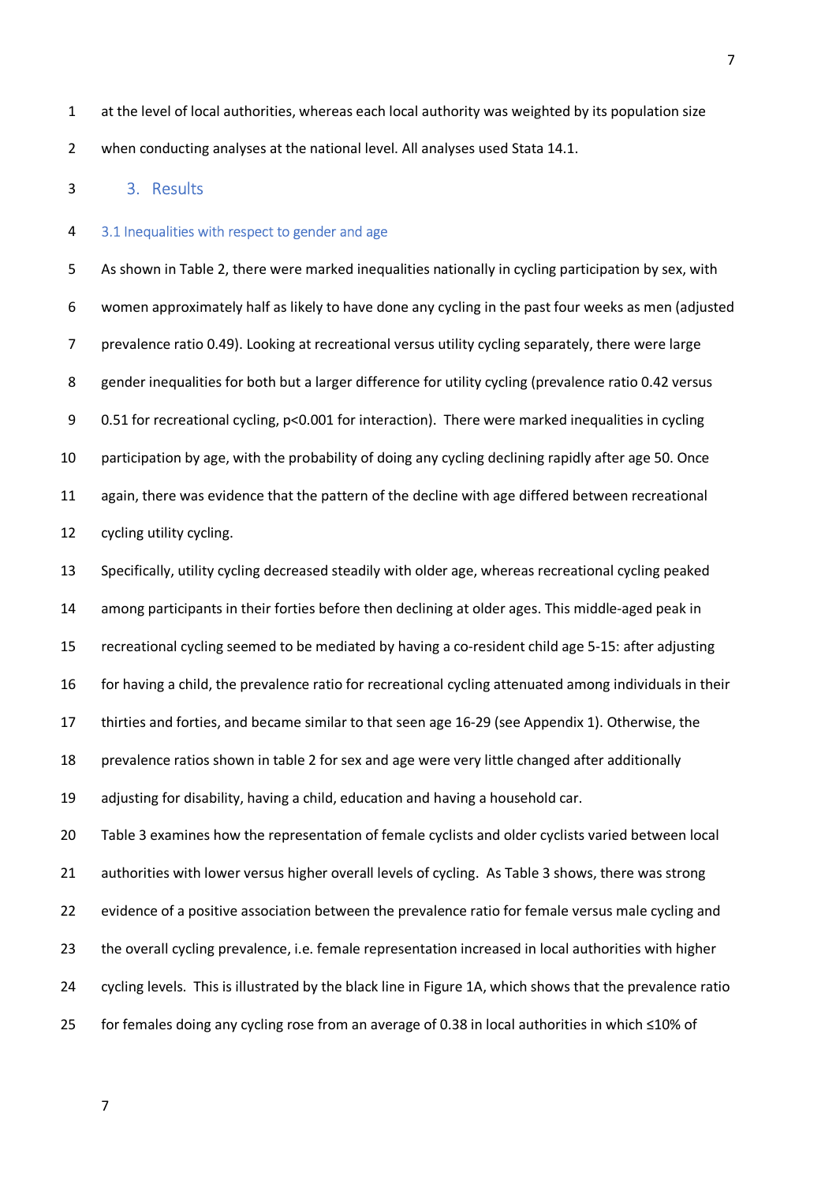at the level of local authorities, whereas each local authority was weighted by its population size when conducting analyses at the national level. All analyses used Stata 14.1.

## 3. Results

### 3.1 Inequalities with respect to gender and age

As shown in Table 2, there were marked inequalities nationally in cycling participation by sex, with women approximately half as likely to have done any cycling in the past four weeks as men (adjusted prevalence ratio 0.49). Looking at recreational versus utility cycling separately, there were large gender inequalities for both but a larger difference for utility cycling (prevalence ratio 0.42 versus 0.51 for recreational cycling, $p<0.001$ for interaction). There were marked inequalities in cycling participation by age, with the probability of doing any cycling declining rapidly after age 50. Once again, there was evidence that the pattern of the decline with age differed between recreational cycling utility cycling.

Specifically, utility cycling decreased steadily with older age, whereas recreational cycling peaked among participants in their forties before then declining at older ages. This middle-aged peak in recreational cycling seemed to be mediated by having a co-resident child age 5-15: after adjusting for having a child, the prevalence ratio for recreational cycling attenuated among individuals in their thirties and forties, and became similar to that seen age 16-29 (see Appendix 1). Otherwise, the prevalence ratios shown in table 2 for sex and age were very little changed after additionally adjusting for disability, having a child, education and having a household car.

Table 3 examines how the representation of female cyclists and older cyclists varied between local authorities with lower versus higher overall levels of cycling. As Table 3 shows, there was strong evidence of a positive association between the prevalence ratio for female versus male cycling and the overall cycling prevalence, i.e. female representation increased in local authorities with higher cycling levels. This is illustrated by the black line in Figure 1A, which shows that the prevalence ratio for females doing any cycling rose from an average of 0.38 in local authorities in which ≤10% of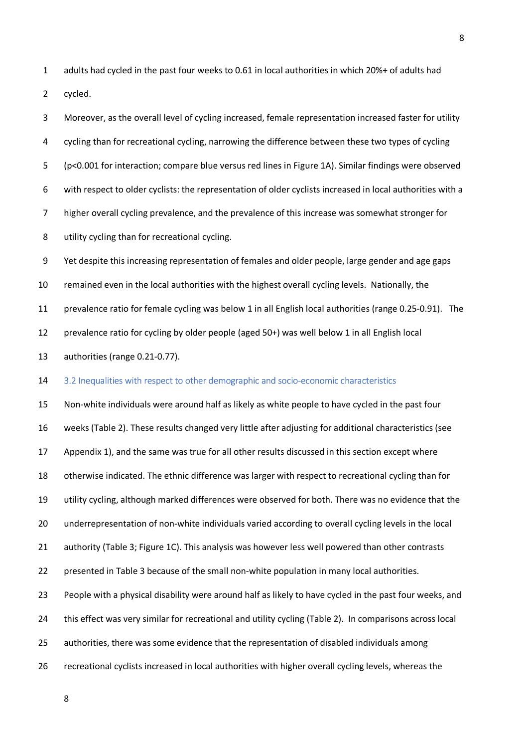adults had cycled in the past four weeks to 0.61 in local authorities in which 20%+ of adults had cycled.

Moreover, as the overall level of cycling increased, female representation increased faster for utility cycling than for recreational cycling, narrowing the difference between these two types of cycling ($p<0.001$ for interaction; compare blue versus red lines in Figure 1A). Similar findings were observed with respect to older cyclists: the representation of older cyclists increased in local authorities with a higher overall cycling prevalence, and the prevalence of this increase was somewhat stronger for utility cycling than for recreational cycling.

Yet despite this increasing representation of females and older people, large gender and age gaps remained even in the local authorities with the highest overall cycling levels. Nationally, the prevalence ratio for female cycling was below 1 in all English local authorities (range 0.25-0.91). The prevalence ratio for cycling by older people (aged 50+) was well below 1 in all English local authorities (range 0.21-0.77).

### 3.2 Inequalities with respect to other demographic and socio-economic characteristics

Non-white individuals were around half as likely as white people to have cycled in the past four weeks (Table 2). These results changed very little after adjusting for additional characteristics (see Appendix 1), and the same was true for all other results discussed in this section except where otherwise indicated. The ethnic difference was larger with respect to recreational cycling than for utility cycling, although marked differences were observed for both. There was no evidence that the underrepresentation of non-white individuals varied according to overall cycling levels in the local authority (Table 3; Figure 1C). This analysis was however less well powered than other contrasts presented in Table 3 because of the small non-white population in many local authorities.

People with a physical disability were around half as likely to have cycled in the past four weeks, and this effect was very similar for recreational and utility cycling (Table 2). In comparisons across local authorities, there was some evidence that the representation of disabled individuals among recreational cyclists increased in local authorities with higher overall cycling levels, whereas the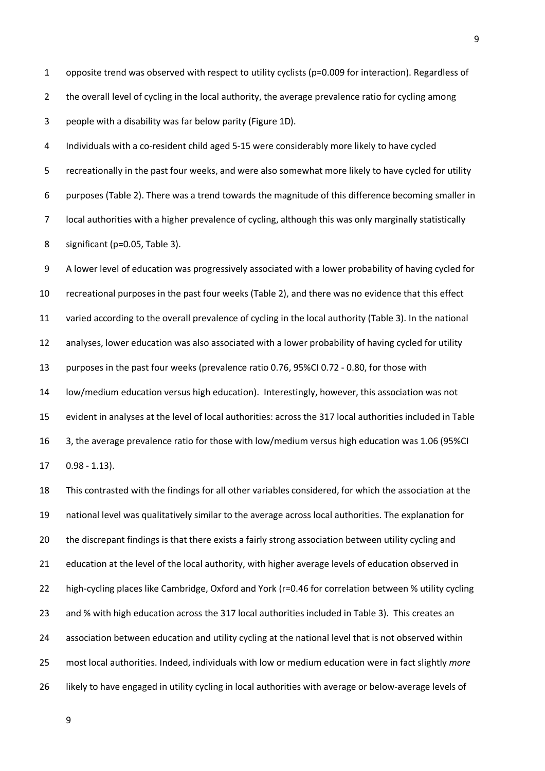opposite trend was observed with respect to utility cyclists ($p=0.009$ for interaction). Regardless of the overall level of cycling in the local authority, the average prevalence ratio for cycling among people with a disability was far below parity (Figure 1D).

Individuals with a co-resident child aged 5-15 were considerably more likely to have cycled recreationally in the past four weeks, and were also somewhat more likely to have cycled for utility purposes (Table 2). There was a trend towards the magnitude of this difference becoming smaller in local authorities with a higher prevalence of cycling, although this was only marginally statistically significant ($p=0.05$, Table 3).

A lower level of education was progressively associated with a lower probability of having cycled for recreational purposes in the past four weeks (Table 2), and there was no evidence that this effect varied according to the overall prevalence of cycling in the local authority (Table 3). In the national analyses, lower education was also associated with a lower probability of having cycled for utility purposes in the past four weeks (prevalence ratio 0.76, 95%CI 0.72 - 0.80, for those with low/medium education versus high education). Interestingly, however, this association was not evident in analyses at the level of local authorities: across the 317 local authorities included in Table 3, the average prevalence ratio for those with low/medium versus high education was 1.06 (95%CI 0.98 - 1.13).

This contrasted with the findings for all other variables considered, for which the association at the national level was qualitatively similar to the average across local authorities. The explanation for the discrepant findings is that there exists a fairly strong association between utility cycling and education at the level of the local authority, with higher average levels of education observed in high-cycling places like Cambridge, Oxford and York ($r=0.46$ for correlation between % utility cycling and % with high education across the 317 local authorities included in Table 3). This creates an association between education and utility cycling at the national level that is not observed within most local authorities. Indeed, individuals with low or medium education were in fact slightly *more* likely to have engaged in utility cycling in local authorities with average or below-average levels of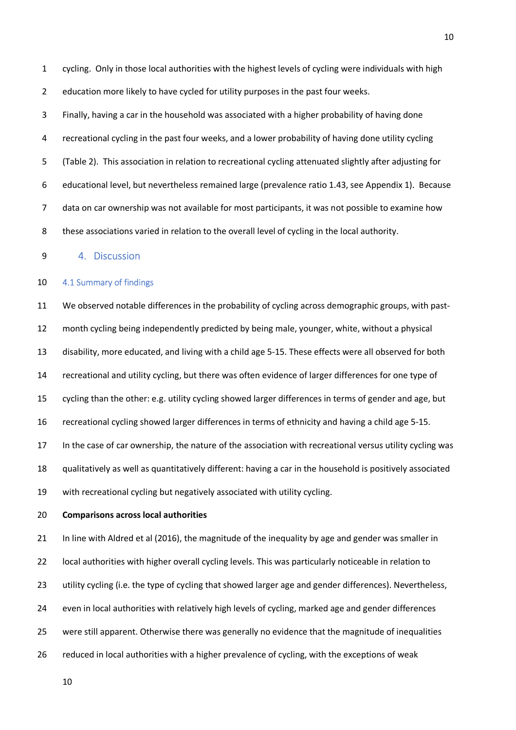cycling. Only in those local authorities with the highest levels of cycling were individuals with high education more likely to have cycled for utility purposes in the past four weeks.

Finally, having a car in the household was associated with a higher probability of having done recreational cycling in the past four weeks, and a lower probability of having done utility cycling (Table 2). This association in relation to recreational cycling attenuated slightly after adjusting for educational level, but nevertheless remained large (prevalence ratio 1.43, see Appendix 1). Because data on car ownership was not available for most participants, it was not possible to examine how these associations varied in relation to the overall level of cycling in the local authority.

# 4. Discussion

## 4.1 Summary of findings

We observed notable differences in the probability of cycling across demographic groups, with past-month cycling being independently predicted by being male, younger, white, without a physical disability, more educated, and living with a child age 5-15. These effects were all observed for both recreational and utility cycling, but there was often evidence of larger differences for one type of cycling than the other: e.g. utility cycling showed larger differences in terms of gender and age, but recreational cycling showed larger differences in terms of ethnicity and having a child age 5-15.

In the case of car ownership, the nature of the association with recreational versus utility cycling was qualitatively as well as quantitatively different: having a car in the household is positively associated with recreational cycling but negatively associated with utility cycling.

**Comparisons across local authorities**

In line with Aldred et al (2016), the magnitude of the inequality by age and gender was smaller in local authorities with higher overall cycling levels. This was particularly noticeable in relation to utility cycling (i.e. the type of cycling that showed larger age and gender differences). Nevertheless, even in local authorities with relatively high levels of cycling, marked age and gender differences were still apparent. Otherwise there was generally no evidence that the magnitude of inequalities reduced in local authorities with a higher prevalence of cycling, with the exceptions of weak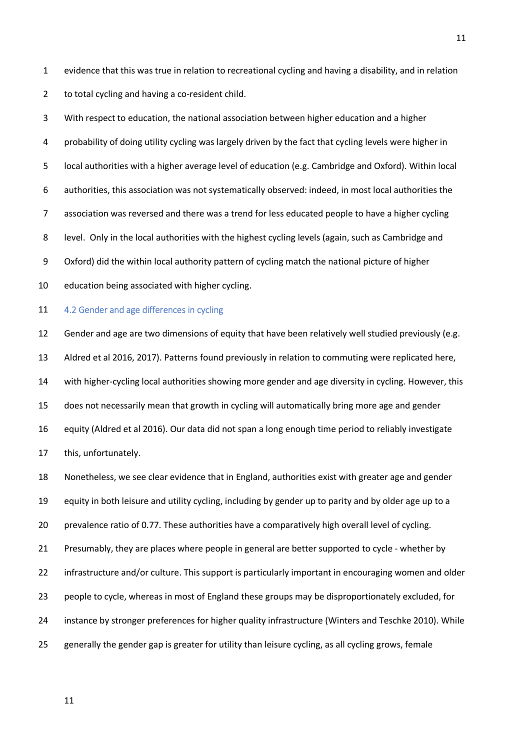evidence that this was true in relation to recreational cycling and having a disability, and in relation to total cycling and having a co-resident child.

With respect to education, the national association between higher education and a higher probability of doing utility cycling was largely driven by the fact that cycling levels were higher in local authorities with a higher average level of education (e.g. Cambridge and Oxford). Within local authorities, this association was not systematically observed: indeed, in most local authorities the association was reversed and there was a trend for less educated people to have a higher cycling level. Only in the local authorities with the highest cycling levels (again, such as Cambridge and Oxford) did the within local authority pattern of cycling match the national picture of higher education being associated with higher cycling.

### 4.2 Gender and age differences in cycling

Gender and age are two dimensions of equity that have been relatively well studied previously (e.g. Aldred et al 2016, 2017). Patterns found previously in relation to commuting were replicated here, with higher-cycling local authorities showing more gender and age diversity in cycling. However, this does not necessarily mean that growth in cycling will automatically bring more age and gender equity (Aldred et al 2016). Our data did not span a long enough time period to reliably investigate this, unfortunately.

Nonetheless, we see clear evidence that in England, authorities exist with greater age and gender equity in both leisure and utility cycling, including by gender up to parity and by older age up to a prevalence ratio of 0.77. These authorities have a comparatively high overall level of cycling. Presumably, they are places where people in general are better supported to cycle - whether by infrastructure and/or culture. This support is particularly important in encouraging women and older people to cycle, whereas in most of England these groups may be disproportionately excluded, for instance by stronger preferences for higher quality infrastructure (Winters and Teschke 2010). While generally the gender gap is greater for utility than leisure cycling, as all cycling grows, female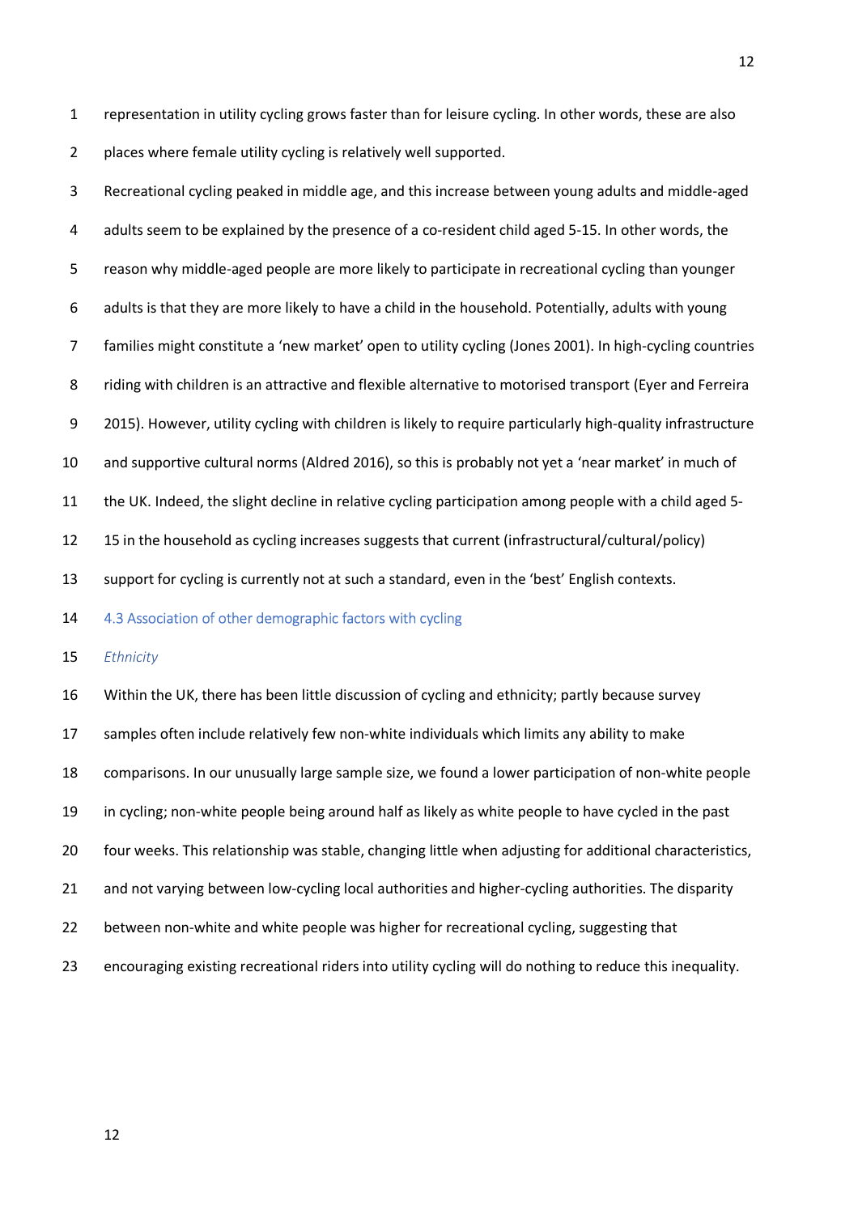representation in utility cycling grows faster than for leisure cycling. In other words, these are also places where female utility cycling is relatively well supported.

Recreational cycling peaked in middle age, and this increase between young adults and middle-aged adults seem to be explained by the presence of a co-resident child aged 5-15. In other words, the reason why middle-aged people are more likely to participate in recreational cycling than younger adults is that they are more likely to have a child in the household. Potentially, adults with young families might constitute a 'new market' open to utility cycling (Jones 2001). In high-cycling countries riding with children is an attractive and flexible alternative to motorised transport (Eyer and Ferreira 2015). However, utility cycling with children is likely to require particularly high-quality infrastructure and supportive cultural norms (Aldred 2016), so this is probably not yet a 'near market' in much of the UK. Indeed, the slight decline in relative cycling participation among people with a child aged 5-15 in the household as cycling increases suggests that current (infrastructural/cultural/policy) support for cycling is currently not at such a standard, even in the 'best' English contexts.

### 4.3 Association of other demographic factors with cycling

*Ethnicity*

Within the UK, there has been little discussion of cycling and ethnicity; partly because survey samples often include relatively few non-white individuals which limits any ability to make comparisons. In our unusually large sample size, we found a lower participation of non-white people in cycling; non-white people being around half as likely as white people to have cycled in the past four weeks. This relationship was stable, changing little when adjusting for additional characteristics, and not varying between low-cycling local authorities and higher-cycling authorities. The disparity between non-white and white people was higher for recreational cycling, suggesting that encouraging existing recreational riders into utility cycling will do nothing to reduce this inequality.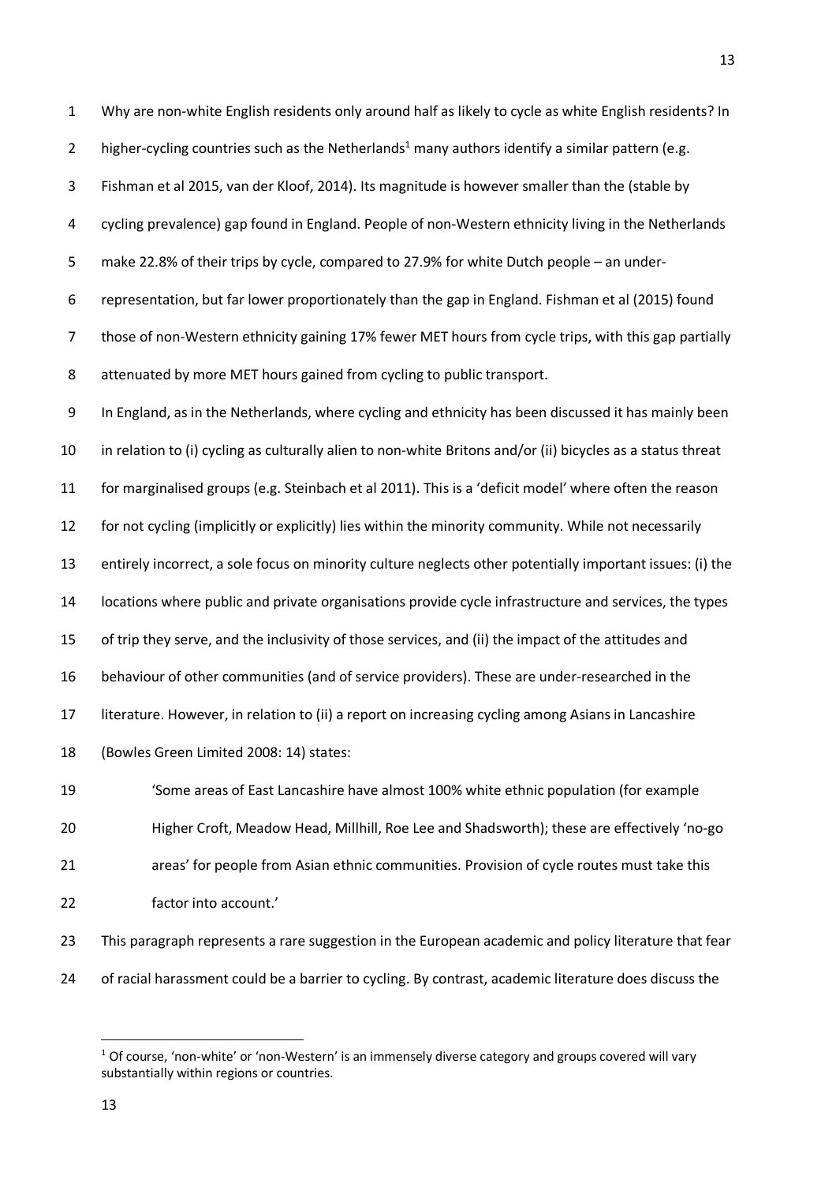Why are non-white English residents only around half as likely to cycle as white English residents? In higher-cycling countries such as the Netherlands[1] many authors identify a similar pattern (e.g. Fishman et al 2015, van der Kloof, 2014). Its magnitude is however smaller than the (stable by cycling prevalence) gap found in England. People of non-Western ethnicity living in the Netherlands make 22.8% of their trips by cycle, compared to 27.9% for white Dutch people – an under-representation, but far lower proportionately than the gap in England. Fishman et al (2015) found those of non-Western ethnicity gaining 17% fewer MET hours from cycle trips, with this gap partially attenuated by more MET hours gained from cycling to public transport.

In England, as in the Netherlands, where cycling and ethnicity has been discussed it has mainly been in relation to (i) cycling as culturally alien to non-white Britons and/or (ii) bicycles as a status threat for marginalised groups (e.g. Steinbach et al 2011). This is a 'deficit model' where often the reason for not cycling (implicitly or explicitly) lies within the minority community. While not necessarily entirely incorrect, a sole focus on minority culture neglects other potentially important issues: (i) the locations where public and private organisations provide cycle infrastructure and services, the types of trip they serve, and the inclusivity of those services, and (ii) the impact of the attitudes and behaviour of other communities (and of service providers). These are under-researched in the literature. However, in relation to (ii) a report on increasing cycling among Asians in Lancashire (Bowles Green Limited 2008: 14) states:

> 'Some areas of East Lancashire have almost 100% white ethnic population (for example Higher Croft, Meadow Head, Millhill, Roe Lee and Shadsworth); these are effectively 'no-go areas' for people from Asian ethnic communities. Provision of cycle routes must take this factor into account.'

This paragraph represents a rare suggestion in the European academic and policy literature that fear of racial harassment could be a barrier to cycling. By contrast, academic literature does discuss the

[1] Of course, 'non-white' or 'non-Western' is an immensely diverse category and groups covered will vary substantially within regions or countries.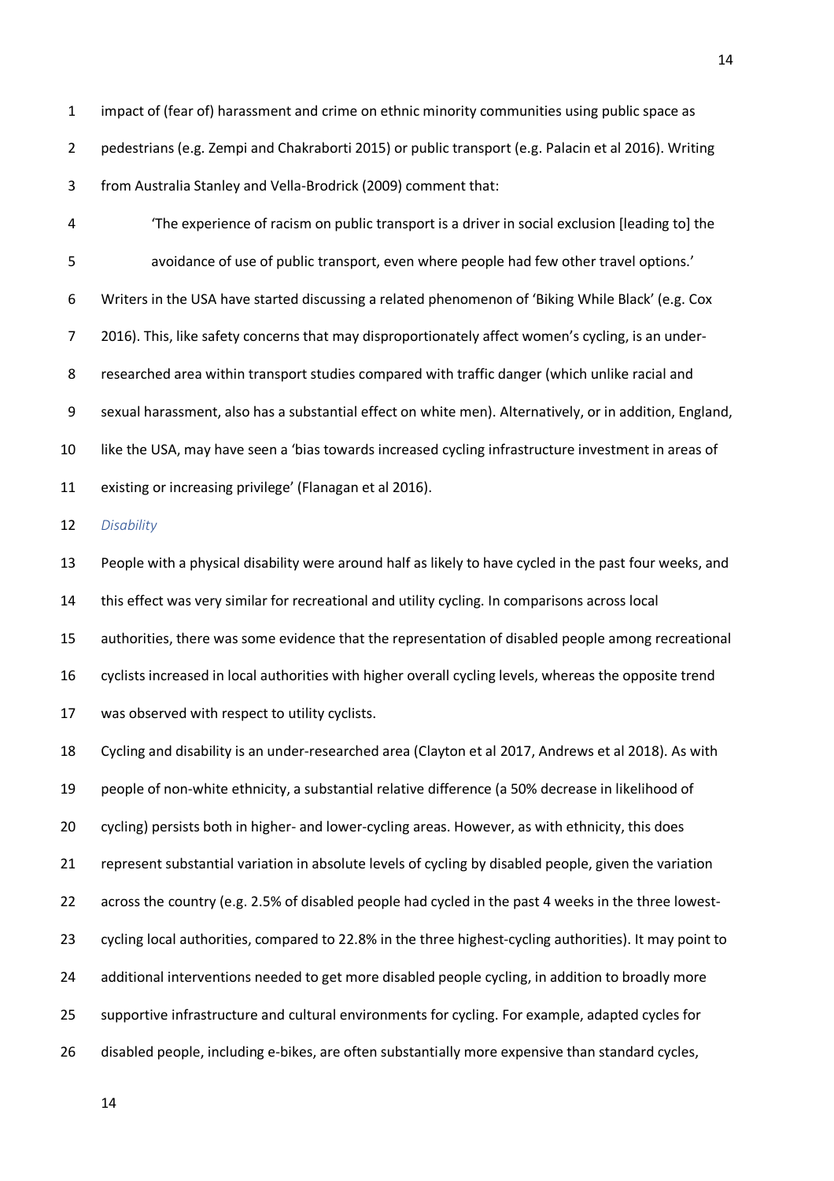impact of (fear of) harassment and crime on ethnic minority communities using public space as pedestrians (e.g. Zempi and Chakraborti 2015) or public transport (e.g. Palacin et al 2016). Writing from Australia Stanley and Vella-Brodrick (2009) comment that:

> 'The experience of racism on public transport is a driver in social exclusion [leading to] the avoidance of use of public transport, even where people had few other travel options.'

Writers in the USA have started discussing a related phenomenon of 'Biking While Black' (e.g. Cox 2016). This, like safety concerns that may disproportionately affect women's cycling, is an under-researched area within transport studies compared with traffic danger (which unlike racial and sexual harassment, also has a substantial effect on white men). Alternatively, or in addition, England, like the USA, may have seen a 'bias towards increased cycling infrastructure investment in areas of existing or increasing privilege' (Flanagan et al 2016).

*Disability*

People with a physical disability were around half as likely to have cycled in the past four weeks, and this effect was very similar for recreational and utility cycling. In comparisons across local authorities, there was some evidence that the representation of disabled people among recreational cyclists increased in local authorities with higher overall cycling levels, whereas the opposite trend was observed with respect to utility cyclists.

Cycling and disability is an under-researched area (Clayton et al 2017, Andrews et al 2018). As with people of non-white ethnicity, a substantial relative difference (a 50% decrease in likelihood of cycling) persists both in higher- and lower-cycling areas. However, as with ethnicity, this does represent substantial variation in absolute levels of cycling by disabled people, given the variation across the country (e.g. 2.5% of disabled people had cycled in the past 4 weeks in the three lowest-cycling local authorities, compared to 22.8% in the three highest-cycling authorities). It may point to additional interventions needed to get more disabled people cycling, in addition to broadly more supportive infrastructure and cultural environments for cycling. For example, adapted cycles for disabled people, including e-bikes, are often substantially more expensive than standard cycles,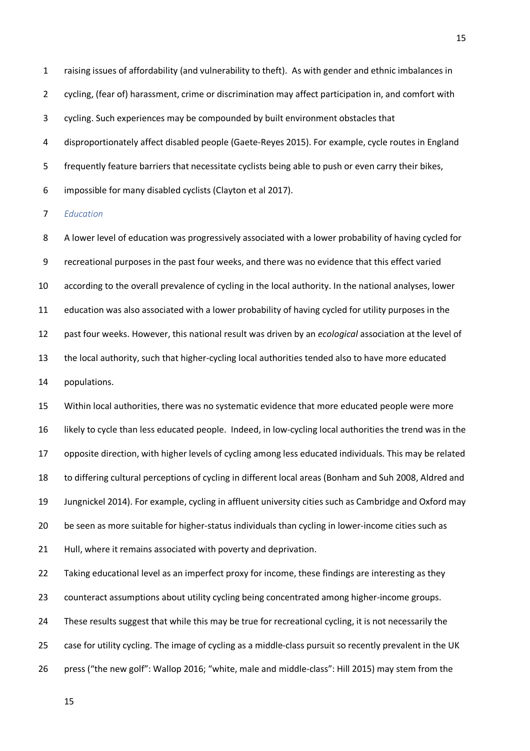raising issues of affordability (and vulnerability to theft). As with gender and ethnic imbalances in cycling, (fear of) harassment, crime or discrimination may affect participation in, and comfort with cycling. Such experiences may be compounded by built environment obstacles that disproportionately affect disabled people (Gaete-Reyes 2015). For example, cycle routes in England frequently feature barriers that necessitate cyclists being able to push or even carry their bikes, impossible for many disabled cyclists (Clayton et al 2017).

### *Education*

A lower level of education was progressively associated with a lower probability of having cycled for recreational purposes in the past four weeks, and there was no evidence that this effect varied according to the overall prevalence of cycling in the local authority. In the national analyses, lower education was also associated with a lower probability of having cycled for utility purposes in the past four weeks. However, this national result was driven by an *ecological* association at the level of the local authority, such that higher-cycling local authorities tended also to have more educated populations.

Within local authorities, there was no systematic evidence that more educated people were more likely to cycle than less educated people. Indeed, in low-cycling local authorities the trend was in the opposite direction, with higher levels of cycling among less educated individuals. This may be related to differing cultural perceptions of cycling in different local areas (Bonham and Suh 2008, Aldred and Jungnickel 2014). For example, cycling in affluent university cities such as Cambridge and Oxford may be seen as more suitable for higher-status individuals than cycling in lower-income cities such as Hull, where it remains associated with poverty and deprivation.

Taking educational level as an imperfect proxy for income, these findings are interesting as they counteract assumptions about utility cycling being concentrated among higher-income groups. These results suggest that while this may be true for recreational cycling, it is not necessarily the case for utility cycling. The image of cycling as a middle-class pursuit so recently prevalent in the UK press ("the new golf": Wallop 2016; "white, male and middle-class": Hill 2015) may stem from the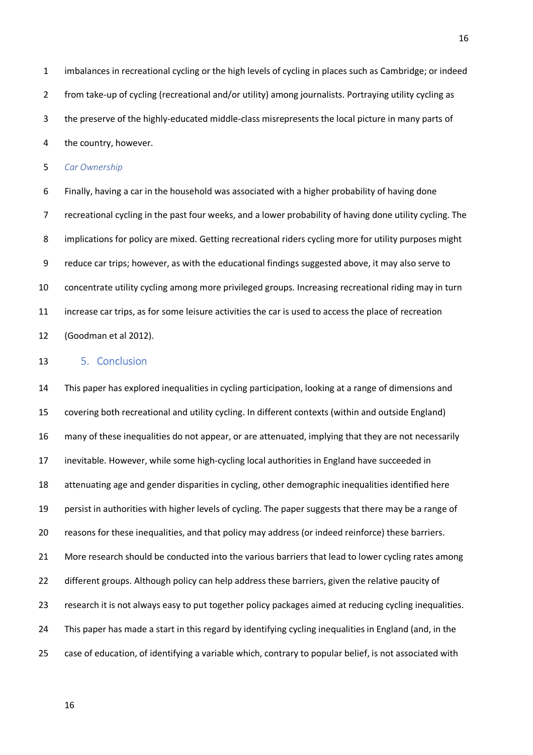imbalances in recreational cycling or the high levels of cycling in places such as Cambridge; or indeed from take-up of cycling (recreational and/or utility) among journalists. Portraying utility cycling as the preserve of the highly-educated middle-class misrepresents the local picture in many parts of the country, however.

### *Car Ownership*

Finally, having a car in the household was associated with a higher probability of having done recreational cycling in the past four weeks, and a lower probability of having done utility cycling. The implications for policy are mixed. Getting recreational riders cycling more for utility purposes might reduce car trips; however, as with the educational findings suggested above, it may also serve to concentrate utility cycling among more privileged groups. Increasing recreational riding may in turn increase car trips, as for some leisure activities the car is used to access the place of recreation (Goodman et al 2012).

## 5. Conclusion

This paper has explored inequalities in cycling participation, looking at a range of dimensions and covering both recreational and utility cycling. In different contexts (within and outside England) many of these inequalities do not appear, or are attenuated, implying that they are not necessarily inevitable. However, while some high-cycling local authorities in England have succeeded in attenuating age and gender disparities in cycling, other demographic inequalities identified here persist in authorities with higher levels of cycling. The paper suggests that there may be a range of reasons for these inequalities, and that policy may address (or indeed reinforce) these barriers. More research should be conducted into the various barriers that lead to lower cycling rates among different groups. Although policy can help address these barriers, given the relative paucity of research it is not always easy to put together policy packages aimed at reducing cycling inequalities. This paper has made a start in this regard by identifying cycling inequalities in England (and, in the case of education, of identifying a variable which, contrary to popular belief, is not associated with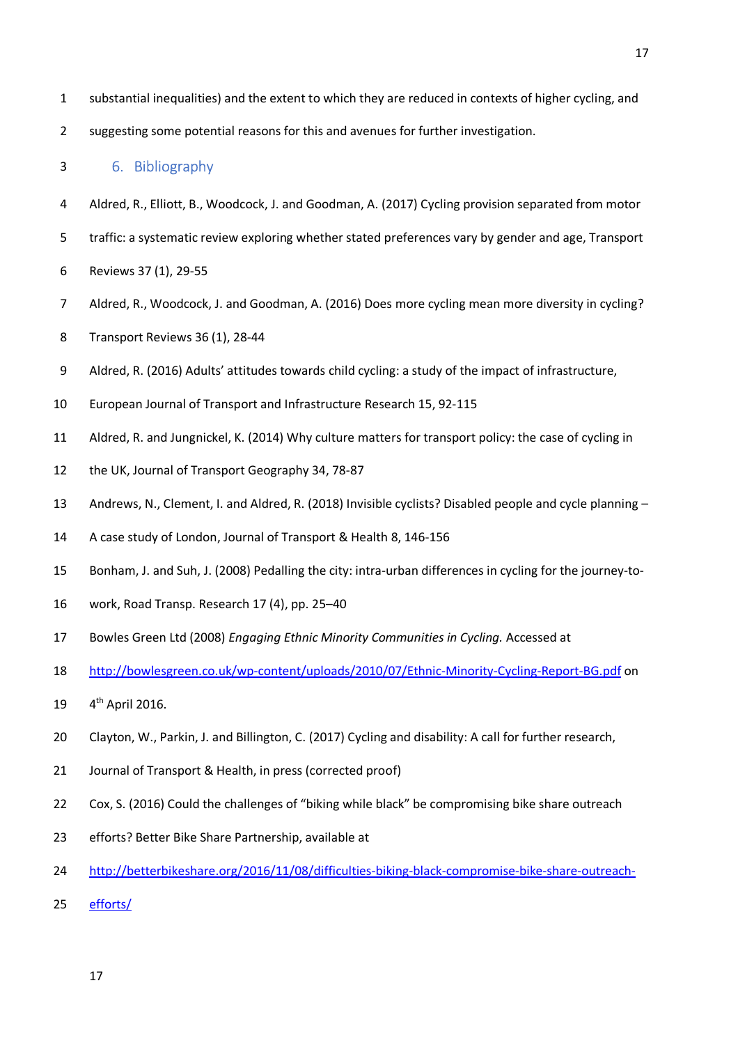substantial inequalities) and the extent to which they are reduced in contexts of higher cycling, and suggesting some potential reasons for this and avenues for further investigation.

## 6. Bibliography

Aldred, R., Elliott, B., Woodcock, J. and Goodman, A. (2017) Cycling provision separated from motor traffic: a systematic review exploring whether stated preferences vary by gender and age, Transport Reviews 37 (1), 29-55

Aldred, R., Woodcock, J. and Goodman, A. (2016) Does more cycling mean more diversity in cycling? Transport Reviews 36 (1), 28-44

Aldred, R. (2016) Adults' attitudes towards child cycling: a study of the impact of infrastructure, European Journal of Transport and Infrastructure Research 15, 92-115

Aldred, R. and Jungnickel, K. (2014) Why culture matters for transport policy: the case of cycling in the UK, Journal of Transport Geography 34, 78-87

Andrews, N., Clement, I. and Aldred, R. (2018) Invisible cyclists? Disabled people and cycle planning – A case study of London, Journal of Transport & Health 8, 146-156

Bonham, J. and Suh, J. (2008) Pedalling the city: intra-urban differences in cycling for the journey-to-work, Road Transp. Research 17 (4), pp. 25–40

Bowles Green Ltd (2008) *Engaging Ethnic Minority Communities in Cycling.* Accessed at http://bowlesgreen.co.uk/wp-content/uploads/2010/07/Ethnic-Minority-Cycling-Report-BG.pdf on 4th April 2016.

Clayton, W., Parkin, J. and Billington, C. (2017) Cycling and disability: A call for further research, Journal of Transport & Health, in press (corrected proof)

Cox, S. (2016) Could the challenges of "biking while black" be compromising bike share outreach efforts? Better Bike Share Partnership, available at http://betterbikeshare.org/2016/11/08/difficulties-biking-black-compromise-bike-share-outreach-efforts/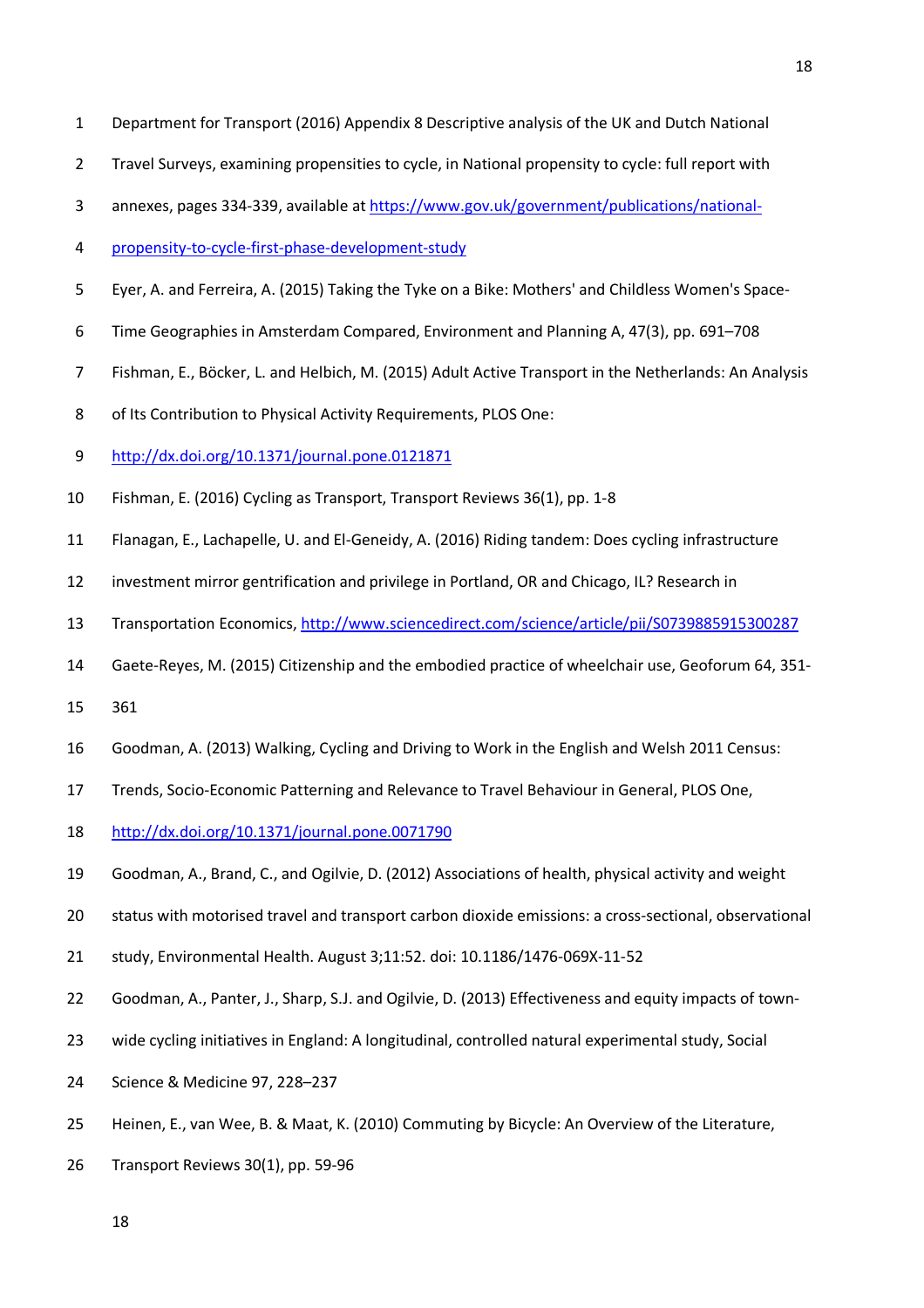Department for Transport (2016) Appendix 8 Descriptive analysis of the UK and Dutch National Travel Surveys, examining propensities to cycle, in National propensity to cycle: full report with annexes, pages 334-339, available at https://www.gov.uk/government/publications/national-propensity-to-cycle-first-phase-development-study

Eyer, A. and Ferreira, A. (2015) Taking the Tyke on a Bike: Mothers' and Childless Women's Space-Time Geographies in Amsterdam Compared, Environment and Planning A, 47(3), pp. 691–708

Fishman, E., Böcker, L. and Helbich, M. (2015) Adult Active Transport in the Netherlands: An Analysis of Its Contribution to Physical Activity Requirements, PLOS One: http://dx.doi.org/10.1371/journal.pone.0121871

Fishman, E. (2016) Cycling as Transport, Transport Reviews 36(1), pp. 1-8

Flanagan, E., Lachapelle, U. and El-Geneidy, A. (2016) Riding tandem: Does cycling infrastructure investment mirror gentrification and privilege in Portland, OR and Chicago, IL? Research in Transportation Economics, http://www.sciencedirect.com/science/article/pii/S0739885915300287

Gaete-Reyes, M. (2015) Citizenship and the embodied practice of wheelchair use, Geoforum 64, 351-361

Goodman, A. (2013) Walking, Cycling and Driving to Work in the English and Welsh 2011 Census: Trends, Socio-Economic Patterning and Relevance to Travel Behaviour in General, PLOS One, http://dx.doi.org/10.1371/journal.pone.0071790

Goodman, A., Brand, C., and Ogilvie, D. (2012) Associations of health, physical activity and weight status with motorised travel and transport carbon dioxide emissions: a cross-sectional, observational study, Environmental Health. August 3;11:52. doi: 10.1186/1476-069X-11-52

Goodman, A., Panter, J., Sharp, S.J. and Ogilvie, D. (2013) Effectiveness and equity impacts of town-wide cycling initiatives in England: A longitudinal, controlled natural experimental study, Social Science & Medicine 97, 228–237

Heinen, E., van Wee, B. & Maat, K. (2010) Commuting by Bicycle: An Overview of the Literature, Transport Reviews 30(1), pp. 59-96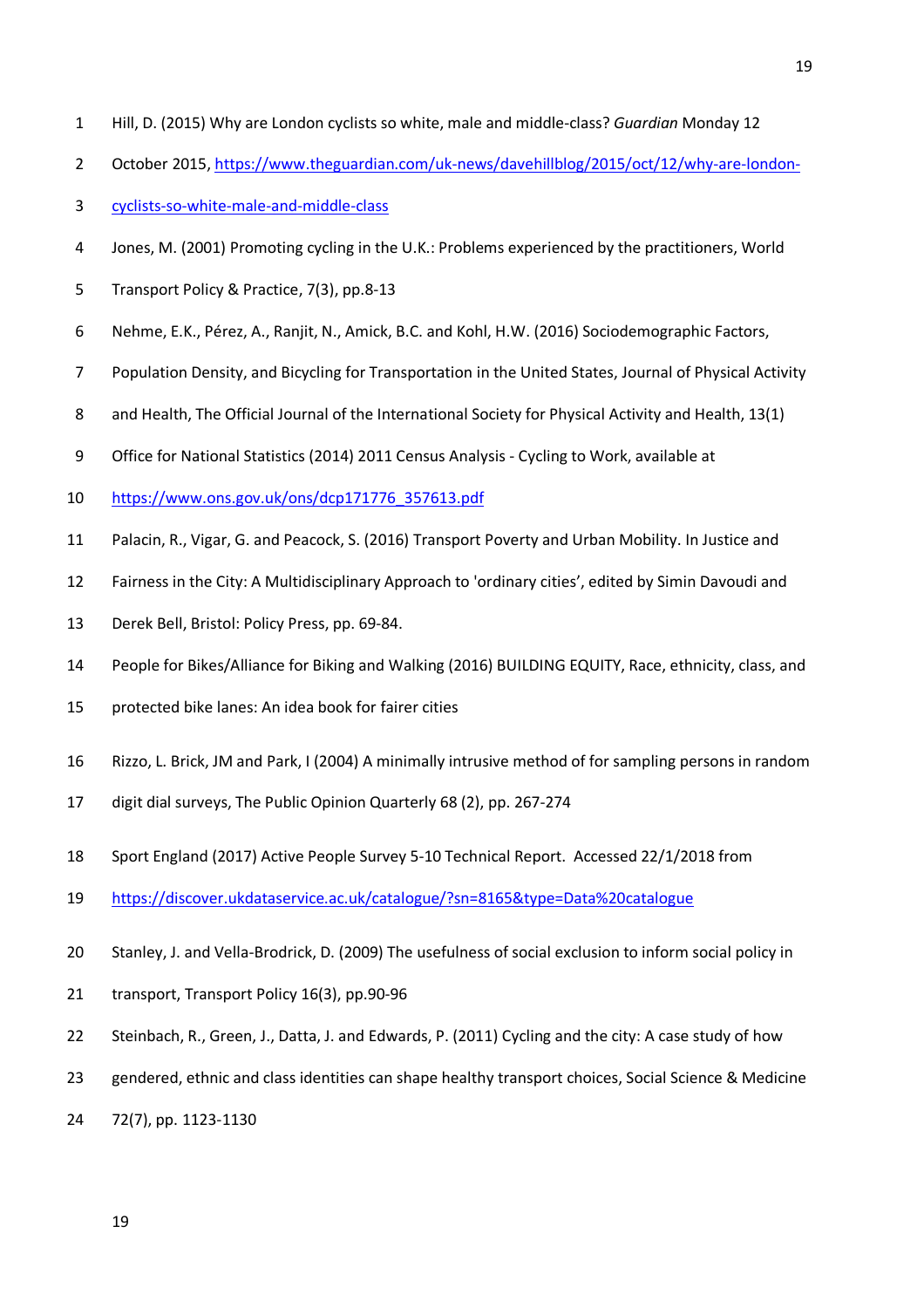Hill, D. (2015) Why are London cyclists so white, male and middle-class? *Guardian* Monday 12 October 2015, https://www.theguardian.com/uk-news/davehillblog/2015/oct/12/why-are-london-cyclists-so-white-male-and-middle-class

Jones, M. (2001) Promoting cycling in the U.K.: Problems experienced by the practitioners, World Transport Policy & Practice, 7(3), pp.8-13

Nehme, E.K., Pérez, A., Ranjit, N., Amick, B.C. and Kohl, H.W. (2016) Sociodemographic Factors, Population Density, and Bicycling for Transportation in the United States, Journal of Physical Activity and Health, The Official Journal of the International Society for Physical Activity and Health, 13(1)

Office for National Statistics (2014) 2011 Census Analysis - Cycling to Work, available at https://www.ons.gov.uk/ons/dcp171776_357613.pdf

Palacin, R., Vigar, G. and Peacock, S. (2016) Transport Poverty and Urban Mobility. In Justice and Fairness in the City: A Multidisciplinary Approach to 'ordinary cities', edited by Simin Davoudi and Derek Bell, Bristol: Policy Press, pp. 69-84.

People for Bikes/Alliance for Biking and Walking (2016) BUILDING EQUITY, Race, ethnicity, class, and protected bike lanes: An idea book for fairer cities

Rizzo, L. Brick, JM and Park, I (2004) A minimally intrusive method of for sampling persons in random digit dial surveys, The Public Opinion Quarterly 68 (2), pp. 267-274

Sport England (2017) Active People Survey 5-10 Technical Report. Accessed 22/1/2018 from https://discover.ukdataservice.ac.uk/catalogue/?sn=8165&type=Data%20catalogue

Stanley, J. and Vella-Brodrick, D. (2009) The usefulness of social exclusion to inform social policy in transport, Transport Policy 16(3), pp.90-96

Steinbach, R., Green, J., Datta, J. and Edwards, P. (2011) Cycling and the city: A case study of how gendered, ethnic and class identities can shape healthy transport choices, Social Science & Medicine 72(7), pp. 1123-1130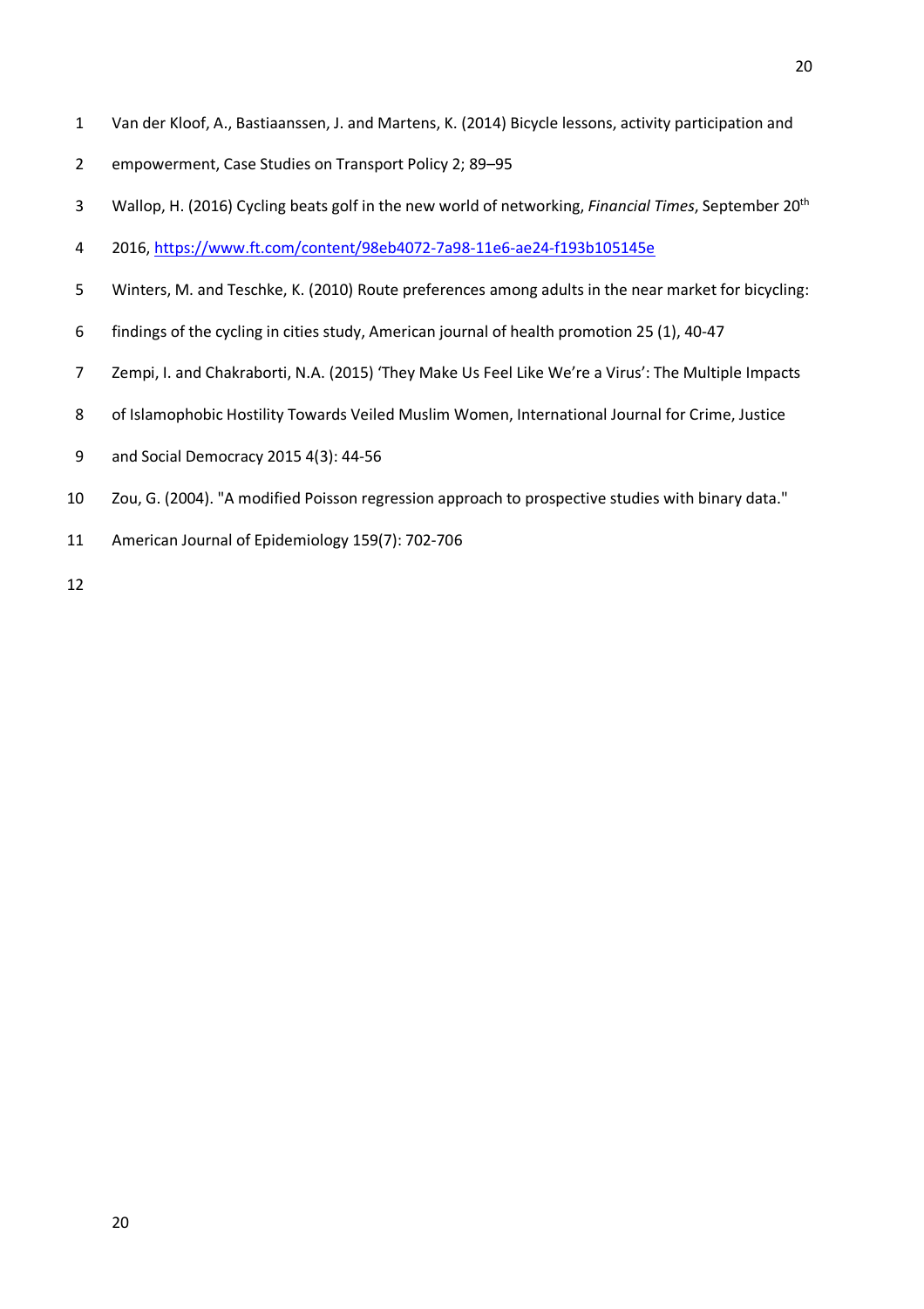Van der Kloof, A., Bastiaanssen, J. and Martens, K. (2014) Bicycle lessons, activity participation and empowerment, Case Studies on Transport Policy 2; 89–95

Wallop, H. (2016) Cycling beats golf in the new world of networking, *Financial Times*, September 20th 2016, https://www.ft.com/content/98eb4072-7a98-11e6-ae24-f193b105145e

Winters, M. and Teschke, K. (2010) Route preferences among adults in the near market for bicycling: findings of the cycling in cities study, American journal of health promotion 25 (1), 40-47

Zempi, I. and Chakraborti, N.A. (2015) 'They Make Us Feel Like We're a Virus': The Multiple Impacts of Islamophobic Hostility Towards Veiled Muslim Women, International Journal for Crime, Justice and Social Democracy 2015 4(3): 44-56

Zou, G. (2004). "A modified Poisson regression approach to prospective studies with binary data." American Journal of Epidemiology 159(7): 702-706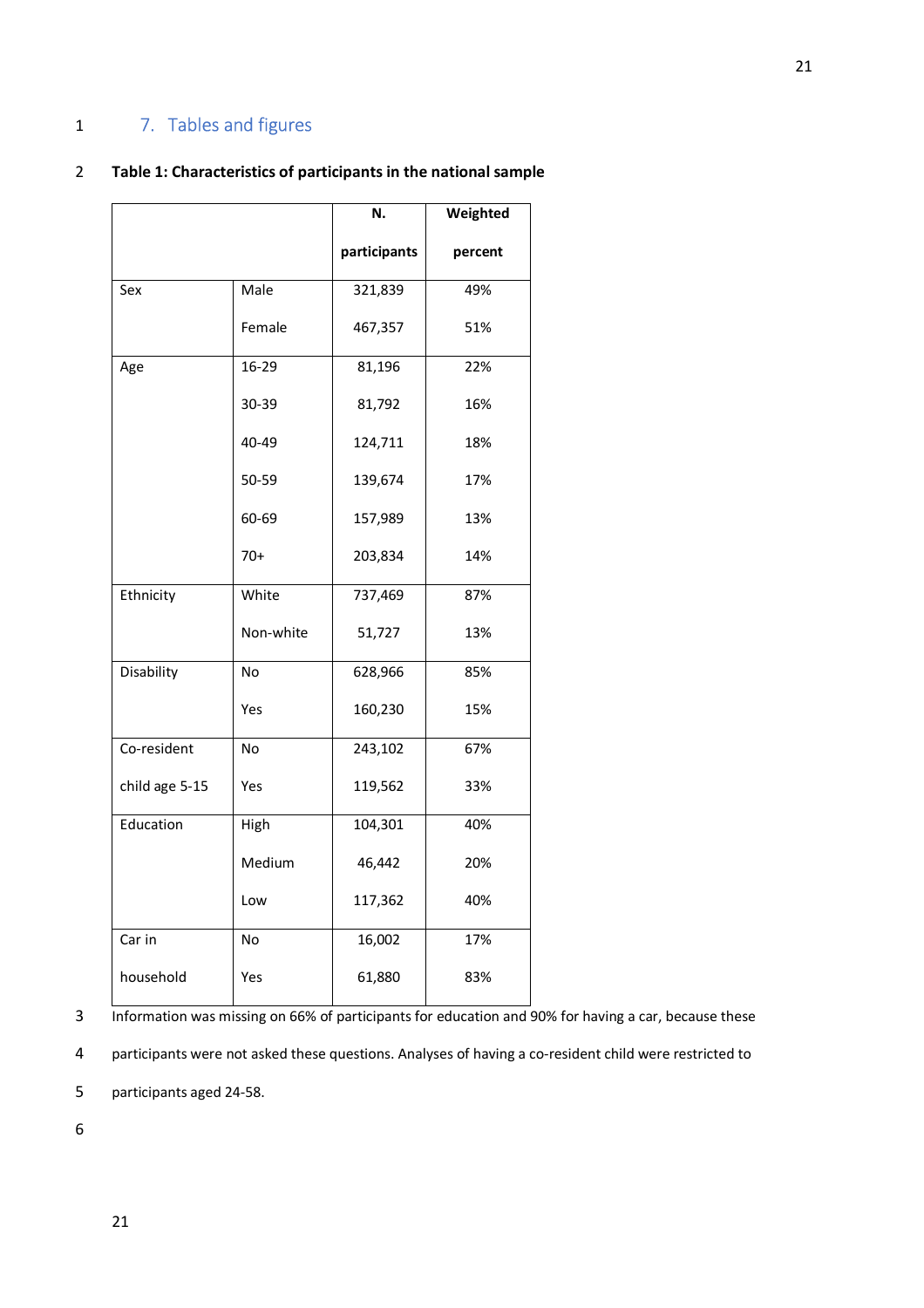## 7. Tables and figures

**Table 1: Characteristics of participants in the national sample**

| | | N. participants | Weighted percent |
|---|---|---|---|
| Sex | Male | 321,839 | 49% |
| | Female | 467,357 | 51% |
| Age | 16-29 | 81,196 | 22% |
| | 30-39 | 81,792 | 16% |
| | 40-49 | 124,711 | 18% |
| | 50-59 | 139,674 | 17% |
| | 60-69 | 157,989 | 13% |
| | 70+ | 203,834 | 14% |
| Ethnicity | White | 737,469 | 87% |
| | Non-white | 51,727 | 13% |
| Disability | No | 628,966 | 85% |
| | Yes | 160,230 | 15% |
| Co-resident child age 5-15 | No | 243,102 | 67% |
| | Yes | 119,562 | 33% |
| Education | High | 104,301 | 40% |
| | Medium | 46,442 | 20% |
| | Low | 117,362 | 40% |
| Car in household | No | 16,002 | 17% |
| | Yes | 61,880 | 83% |

Information was missing on 66% of participants for education and 90% for having a car, because these participants were not asked these questions. Analyses of having a co-resident child were restricted to participants aged 24-58.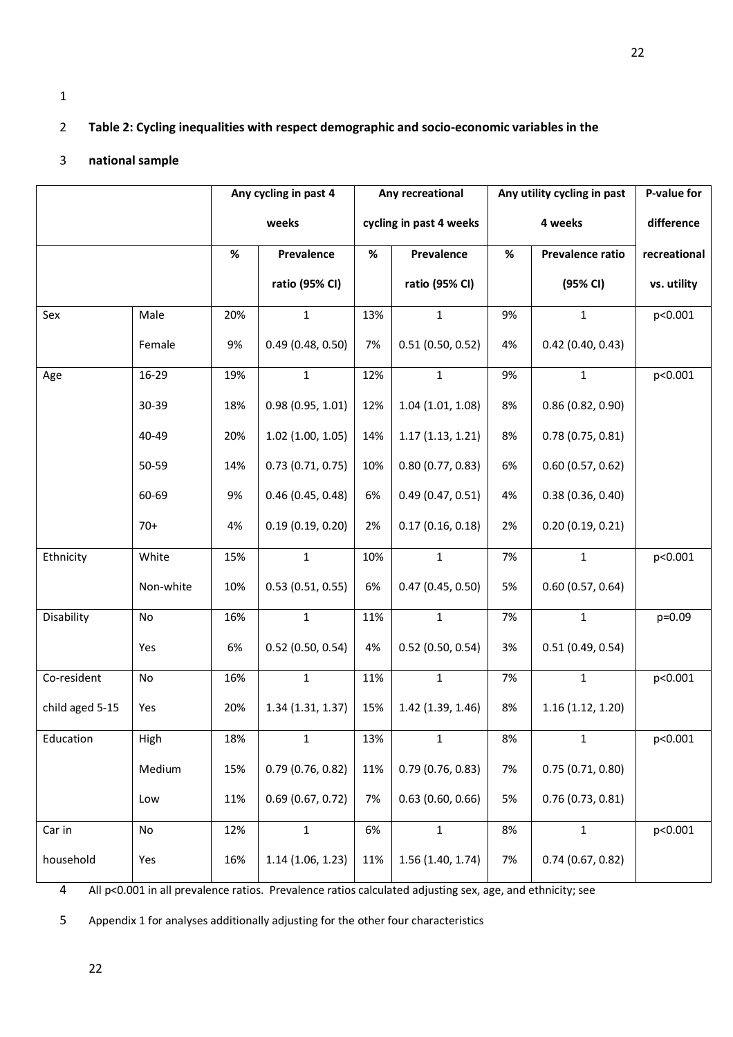**Table 2: Cycling inequalities with respect demographic and socio-economic variables in the national sample**

| | | Any cycling in past 4 weeks | | Any recreational cycling in past 4 weeks | | Any utility cycling in past 4 weeks | | P-value for difference |
|---|---|---|---|---|---|---|---|---|
| | | % | Prevalence ratio (95% CI) | % | Prevalence ratio (95% CI) | % | Prevalence ratio (95% CI) | recreational vs. utility |
| Sex | Male | 20% | 1 | 13% | 1 | 9% | 1 | p<0.001 |
| | Female | 9% | 0.49 (0.48, 0.50) | 7% | 0.51 (0.50, 0.52) | 4% | 0.42 (0.40, 0.43) | |
| Age | 16-29 | 19% | 1 | 12% | 1 | 9% | 1 | p<0.001 |
| | 30-39 | 18% | 0.98 (0.95, 1.01) | 12% | 1.04 (1.01, 1.08) | 8% | 0.86 (0.82, 0.90) | |
| | 40-49 | 20% | 1.02 (1.00, 1.05) | 14% | 1.17 (1.13, 1.21) | 8% | 0.78 (0.75, 0.81) | |
| | 50-59 | 14% | 0.73 (0.71, 0.75) | 10% | 0.80 (0.77, 0.83) | 6% | 0.60 (0.57, 0.62) | |
| | 60-69 | 9% | 0.46 (0.45, 0.48) | 6% | 0.49 (0.47, 0.51) | 4% | 0.38 (0.36, 0.40) | |
| | 70+ | 4% | 0.19 (0.19, 0.20) | 2% | 0.17 (0.16, 0.18) | 2% | 0.20 (0.19, 0.21) | |
| Ethnicity | White | 15% | 1 | 10% | 1 | 7% | 1 | p<0.001 |
| | Non-white | 10% | 0.53 (0.51, 0.55) | 6% | 0.47 (0.45, 0.50) | 5% | 0.60 (0.57, 0.64) | |
| Disability | No | 16% | 1 | 11% | 1 | 7% | 1 | p=0.09 |
| | Yes | 6% | 0.52 (0.50, 0.54) | 4% | 0.52 (0.50, 0.54) | 3% | 0.51 (0.49, 0.54) | |
| Co-resident child aged 5-15 | No | 16% | 1 | 11% | 1 | 7% | 1 | p<0.001 |
| | Yes | 20% | 1.34 (1.31, 1.37) | 15% | 1.42 (1.39, 1.46) | 8% | 1.16 (1.12, 1.20) | |
| Education | High | 18% | 1 | 13% | 1 | 8% | 1 | p<0.001 |
| | Medium | 15% | 0.79 (0.76, 0.82) | 11% | 0.79 (0.76, 0.83) | 7% | 0.75 (0.71, 0.80) | |
| | Low | 11% | 0.69 (0.67, 0.72) | 7% | 0.63 (0.60, 0.66) | 5% | 0.76 (0.73, 0.81) | |
| Car in household | No | 12% | 1 | 6% | 1 | 8% | 1 | p<0.001 |
| | Yes | 16% | 1.14 (1.06, 1.23) | 11% | 1.56 (1.40, 1.74) | 7% | 0.74 (0.67, 0.82) | |

All p<0.001 in all prevalence ratios. Prevalence ratios calculated adjusting sex, age, and ethnicity; see Appendix 1 for analyses additionally adjusting for the other four characteristics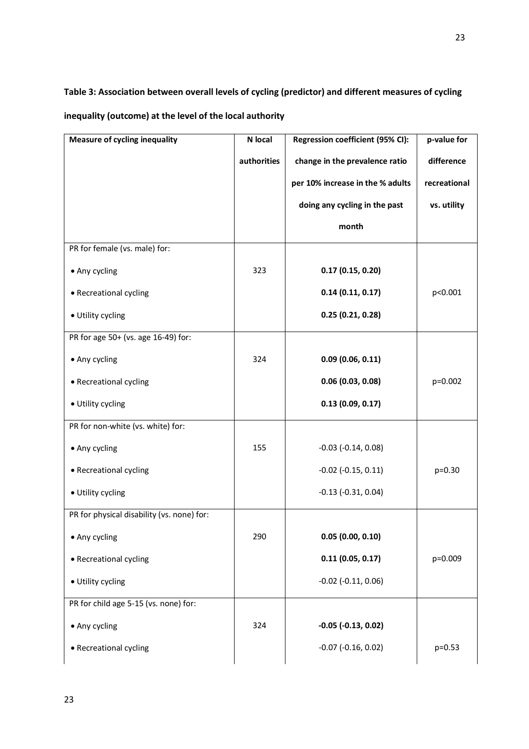**Table 3: Association between overall levels of cycling (predictor) and different measures of cycling inequality (outcome) at the level of the local authority**

| Measure of cycling inequality | N local authorities | Regression coefficient (95% CI): change in the prevalence ratio per 10% increase in the % adults doing any cycling in the past month | p-value for difference recreational vs. utility |
|---|---|---|---|
| PR for female (vs. male) for: | | | |
| • Any cycling | 323 | **0.17 (0.15, 0.20)** | |
| • Recreational cycling | | **0.14 (0.11, 0.17)** | p<0.001 |
| • Utility cycling | | **0.25 (0.21, 0.28)** | |
| PR for age 50+ (vs. age 16-49) for: | | | |
| • Any cycling | 324 | **0.09 (0.06, 0.11)** | |
| • Recreational cycling | | **0.06 (0.03, 0.08)** | p=0.002 |
| • Utility cycling | | **0.13 (0.09, 0.17)** | |
| PR for non-white (vs. white) for: | | | |
| • Any cycling | 155 | -0.03 (-0.14, 0.08) | |
| • Recreational cycling | | -0.02 (-0.15, 0.11) | p=0.30 |
| • Utility cycling | | -0.13 (-0.31, 0.04) | |
| PR for physical disability (vs. none) for: | | | |
| • Any cycling | 290 | **0.05 (0.00, 0.10)** | |
| • Recreational cycling | | **0.11 (0.05, 0.17)** | p=0.009 |
| • Utility cycling | | -0.02 (-0.11, 0.06) | |
| PR for child age 5-15 (vs. none) for: | | | |
| • Any cycling | 324 | **-0.05 (-0.13, 0.02)** | |
| • Recreational cycling | | -0.07 (-0.16, 0.02) | p=0.53 |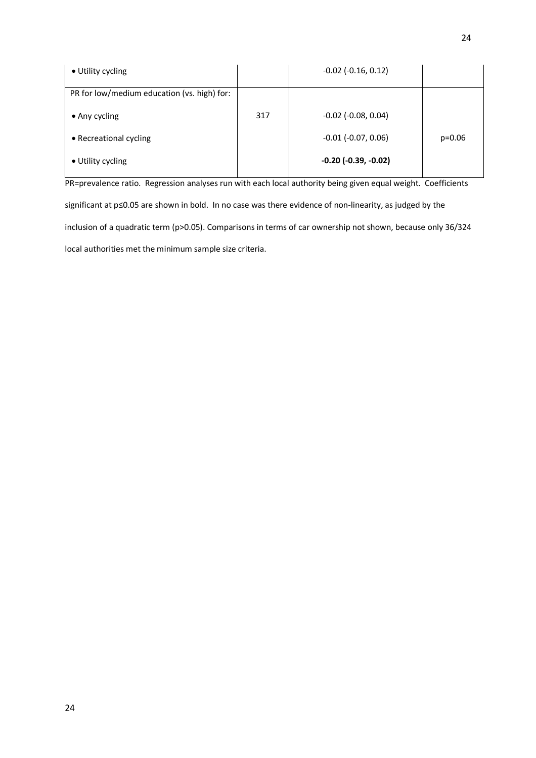| | | | |
|---|---|---|---|
| • Utility cycling | | -0.02 (-0.16, 0.12) | |
| PR for low/medium education (vs. high) for: | | | |
| • Any cycling | 317 | -0.02 (-0.08, 0.04) | |
| • Recreational cycling | | -0.01 (-0.07, 0.06) | p=0.06 |
| • Utility cycling | | **-0.20 (-0.39, -0.02)** | |

PR=prevalence ratio. Regression analyses run with each local authority being given equal weight. Coefficients significant at p≤0.05 are shown in bold. In no case was there evidence of non-linearity, as judged by the inclusion of a quadratic term (p>0.05). Comparisons in terms of car ownership not shown, because only 36/324 local authorities met the minimum sample size criteria.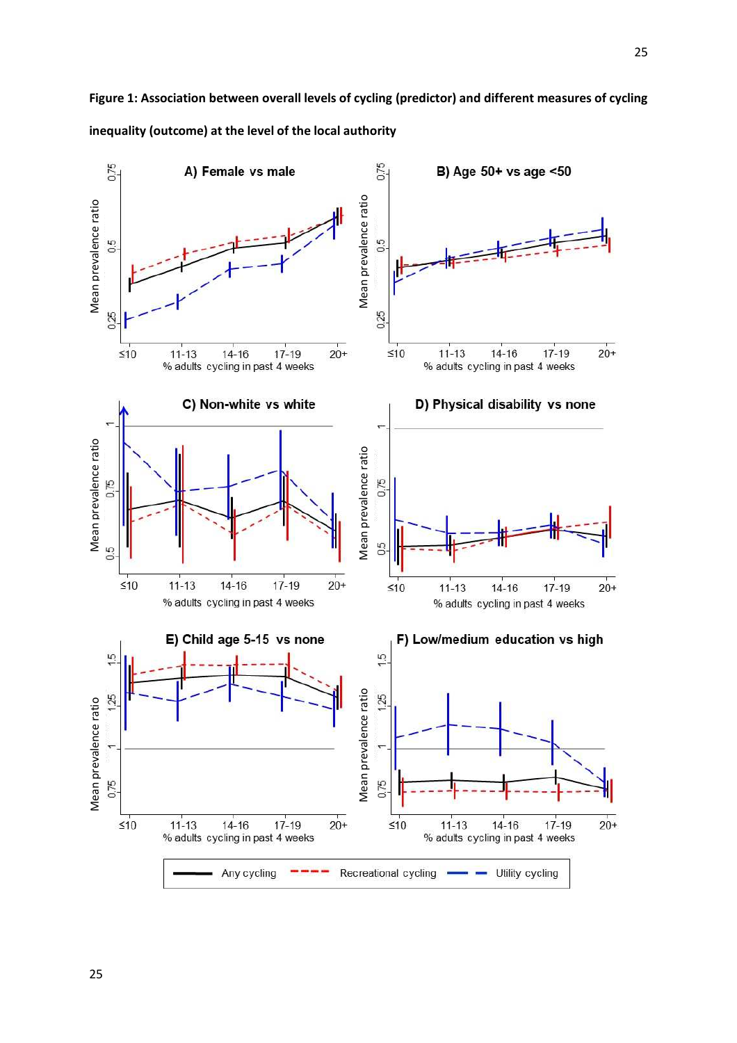**Figure 1: Association between overall levels of cycling (predictor) and different measures of cycling inequality (outcome) at the level of the local authority**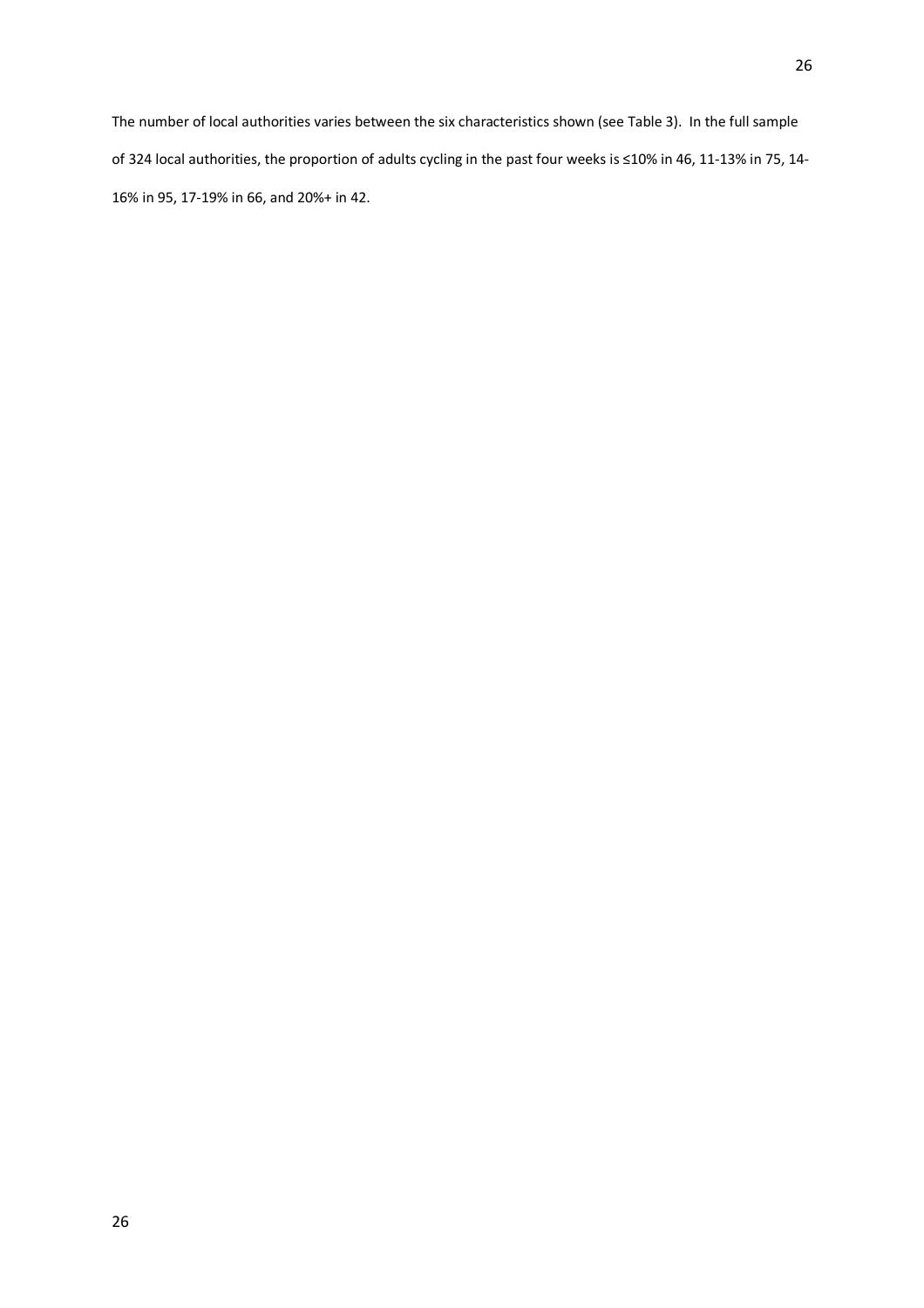The number of local authorities varies between the six characteristics shown (see Table 3). In the full sample of 324 local authorities, the proportion of adults cycling in the past four weeks is ≤10% in 46, 11-13% in 75, 14-16% in 95, 17-19% in 66, and 20%+ in 42.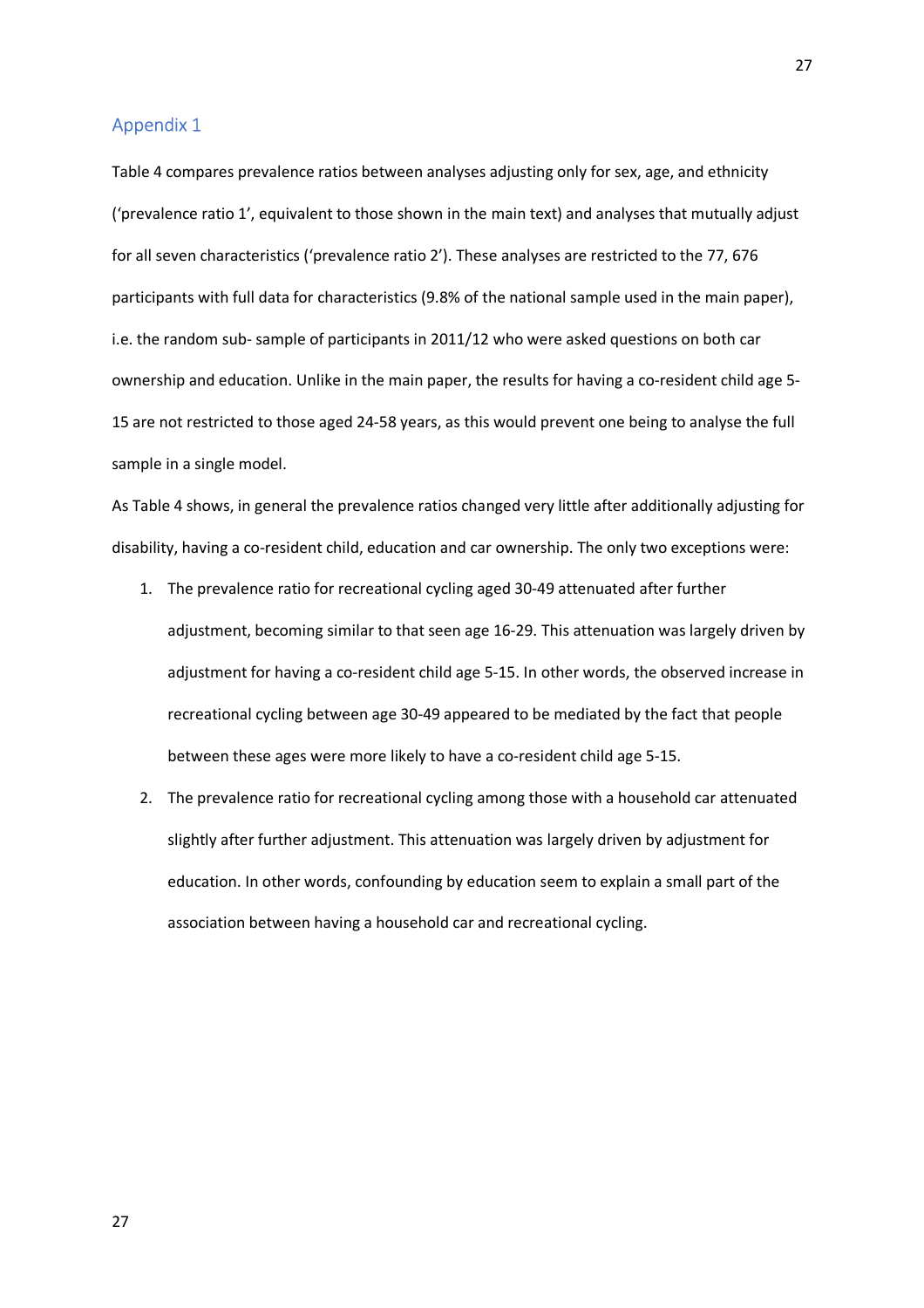## Appendix 1

Table 4 compares prevalence ratios between analyses adjusting only for sex, age, and ethnicity ('prevalence ratio 1', equivalent to those shown in the main text) and analyses that mutually adjust for all seven characteristics ('prevalence ratio 2'). These analyses are restricted to the 77, 676 participants with full data for characteristics (9.8% of the national sample used in the main paper), i.e. the random sub- sample of participants in 2011/12 who were asked questions on both car ownership and education. Unlike in the main paper, the results for having a co-resident child age 5-15 are not restricted to those aged 24-58 years, as this would prevent one being to analyse the full sample in a single model.

As Table 4 shows, in general the prevalence ratios changed very little after additionally adjusting for disability, having a co-resident child, education and car ownership. The only two exceptions were:

1. The prevalence ratio for recreational cycling aged 30-49 attenuated after further adjustment, becoming similar to that seen age 16-29. This attenuation was largely driven by adjustment for having a co-resident child age 5-15. In other words, the observed increase in recreational cycling between age 30-49 appeared to be mediated by the fact that people between these ages were more likely to have a co-resident child age 5-15.
2. The prevalence ratio for recreational cycling among those with a household car attenuated slightly after further adjustment. This attenuation was largely driven by adjustment for education. In other words, confounding by education seem to explain a small part of the association between having a household car and recreational cycling.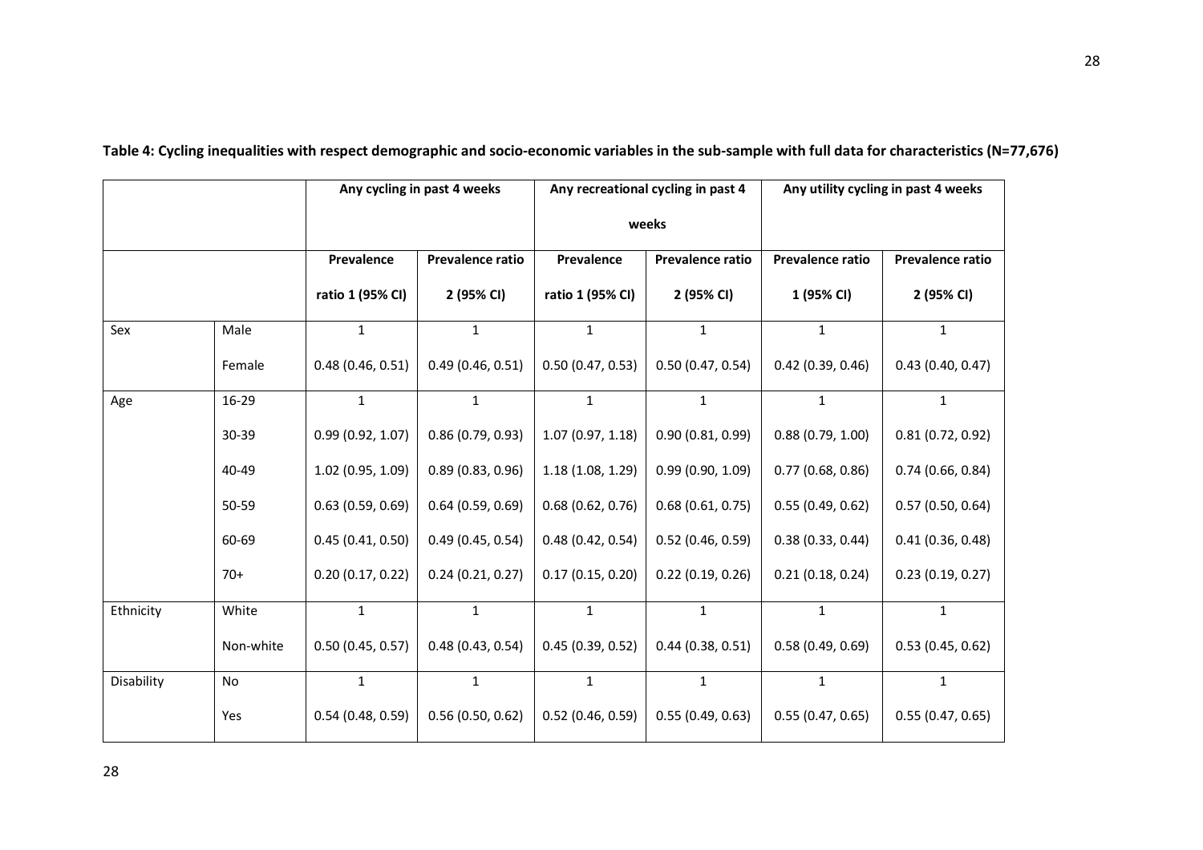**Table 4: Cycling inequalities with respect demographic and socio-economic variables in the sub-sample with full data for characteristics (N=77,676)**

| | | Any cycling in past 4 weeks | | Any recreational cycling in past 4 weeks | | Any utility cycling in past 4 weeks | |
|---|---|---|---|---|---|---|---|
| | | Prevalence ratio 1 (95% CI) | Prevalence ratio 2 (95% CI) | Prevalence ratio 1 (95% CI) | Prevalence ratio 2 (95% CI) | Prevalence ratio 1 (95% CI) | Prevalence ratio 2 (95% CI) |
| Sex | Male | 1 | 1 | 1 | 1 | 1 | 1 |
| | Female | 0.48 (0.46, 0.51) | 0.49 (0.46, 0.51) | 0.50 (0.47, 0.53) | 0.50 (0.47, 0.54) | 0.42 (0.39, 0.46) | 0.43 (0.40, 0.47) |
| Age | 16-29 | 1 | 1 | 1 | 1 | 1 | 1 |
| | 30-39 | 0.99 (0.92, 1.07) | 0.86 (0.79, 0.93) | 1.07 (0.97, 1.18) | 0.90 (0.81, 0.99) | 0.88 (0.79, 1.00) | 0.81 (0.72, 0.92) |
| | 40-49 | 1.02 (0.95, 1.09) | 0.89 (0.83, 0.96) | 1.18 (1.08, 1.29) | 0.99 (0.90, 1.09) | 0.77 (0.68, 0.86) | 0.74 (0.66, 0.84) |
| | 50-59 | 0.63 (0.59, 0.69) | 0.64 (0.59, 0.69) | 0.68 (0.62, 0.76) | 0.68 (0.61, 0.75) | 0.55 (0.49, 0.62) | 0.57 (0.50, 0.64) |
| | 60-69 | 0.45 (0.41, 0.50) | 0.49 (0.45, 0.54) | 0.48 (0.42, 0.54) | 0.52 (0.46, 0.59) | 0.38 (0.33, 0.44) | 0.41 (0.36, 0.48) |
| | 70+ | 0.20 (0.17, 0.22) | 0.24 (0.21, 0.27) | 0.17 (0.15, 0.20) | 0.22 (0.19, 0.26) | 0.21 (0.18, 0.24) | 0.23 (0.19, 0.27) |
| Ethnicity | White | 1 | 1 | 1 | 1 | 1 | 1 |
| | Non-white | 0.50 (0.45, 0.57) | 0.48 (0.43, 0.54) | 0.45 (0.39, 0.52) | 0.44 (0.38, 0.51) | 0.58 (0.49, 0.69) | 0.53 (0.45, 0.62) |
| Disability | No | 1 | 1 | 1 | 1 | 1 | 1 |
| | Yes | 0.54 (0.48, 0.59) | 0.56 (0.50, 0.62) | 0.52 (0.46, 0.59) | 0.55 (0.49, 0.63) | 0.55 (0.47, 0.65) | 0.55 (0.47, 0.65) |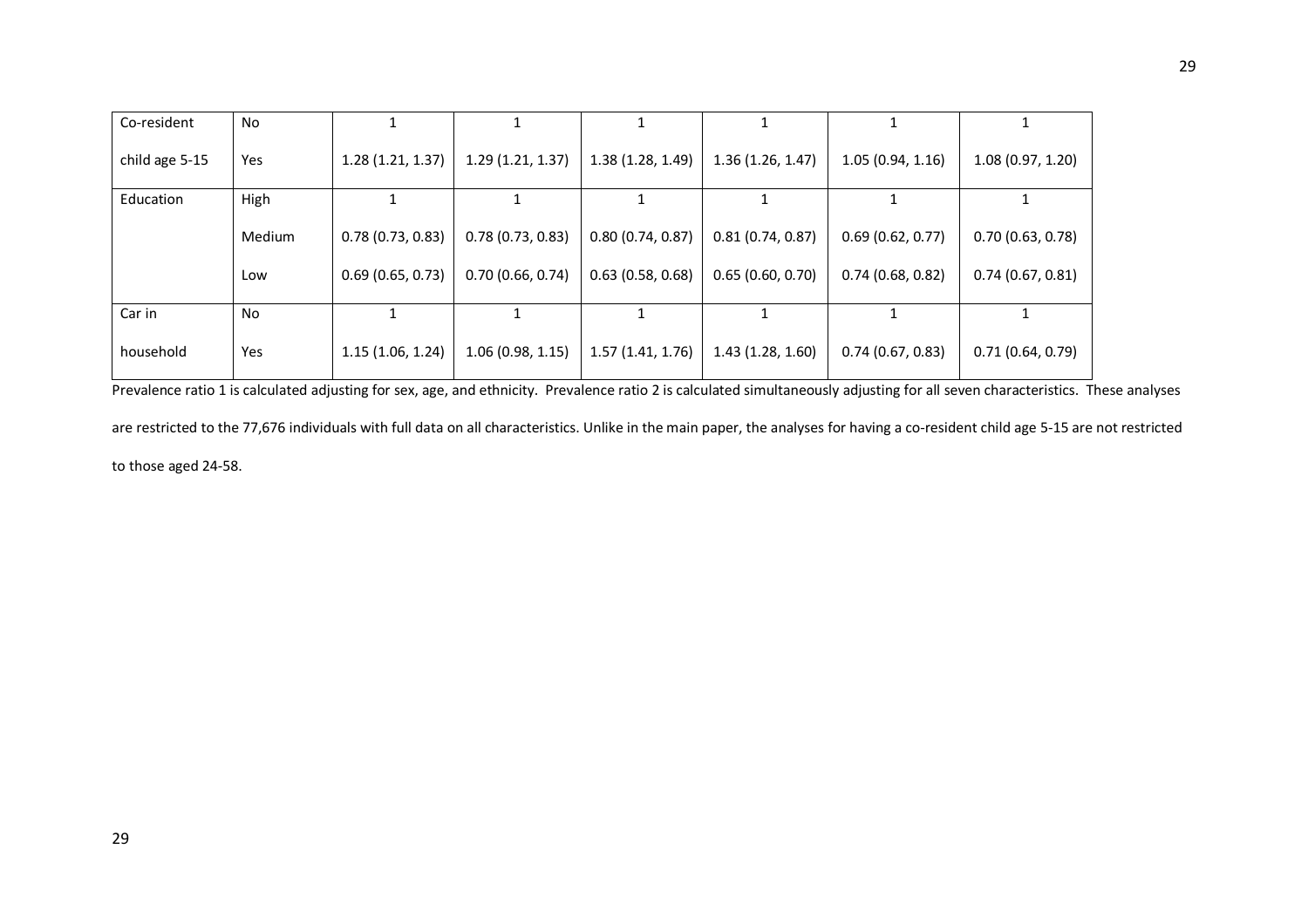| | | | | | | | |
|---|---|---|---|---|---|---|---|
| Co-resident child age 5-15 | No | 1 | 1 | 1 | 1 | 1 | 1 |
| | Yes | 1.28 (1.21, 1.37) | 1.29 (1.21, 1.37) | 1.38 (1.28, 1.49) | 1.36 (1.26, 1.47) | 1.05 (0.94, 1.16) | 1.08 (0.97, 1.20) |
| Education | High | 1 | 1 | 1 | 1 | 1 | 1 |
| | Medium | 0.78 (0.73, 0.83) | 0.78 (0.73, 0.83) | 0.80 (0.74, 0.87) | 0.81 (0.74, 0.87) | 0.69 (0.62, 0.77) | 0.70 (0.63, 0.78) |
| | Low | 0.69 (0.65, 0.73) | 0.70 (0.66, 0.74) | 0.63 (0.58, 0.68) | 0.65 (0.60, 0.70) | 0.74 (0.68, 0.82) | 0.74 (0.67, 0.81) |
| Car in household | No | 1 | 1 | 1 | 1 | 1 | 1 |
| | Yes | 1.15 (1.06, 1.24) | 1.06 (0.98, 1.15) | 1.57 (1.41, 1.76) | 1.43 (1.28, 1.60) | 0.74 (0.67, 0.83) | 0.71 (0.64, 0.79) |

Prevalence ratio 1 is calculated adjusting for sex, age, and ethnicity. Prevalence ratio 2 is calculated simultaneously adjusting for all seven characteristics. These analyses are restricted to the 77,676 individuals with full data on all characteristics. Unlike in the main paper, the analyses for having a co-resident child age 5-15 are not restricted to those aged 24-58.